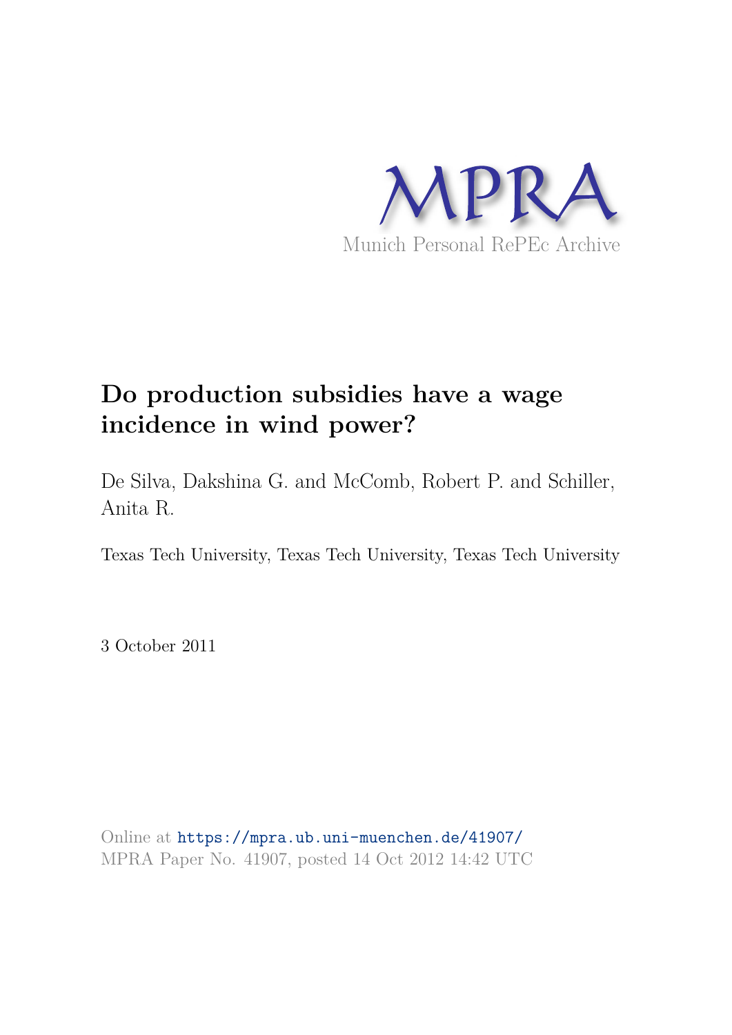MPRA

Munich Personal RePEc Archive

# Do production subsidies have a wage incidence in wind power?

De Silva, Dakshina G. and McComb, Robert P. and Schiller, Anita R.

Texas Tech University, Texas Tech University, Texas Tech University

3 October 2011

Online at https://mpra.ub.uni-muenchen.de/41907/
MPRA Paper No. 41907, posted 14 Oct 2012 14:42 UTC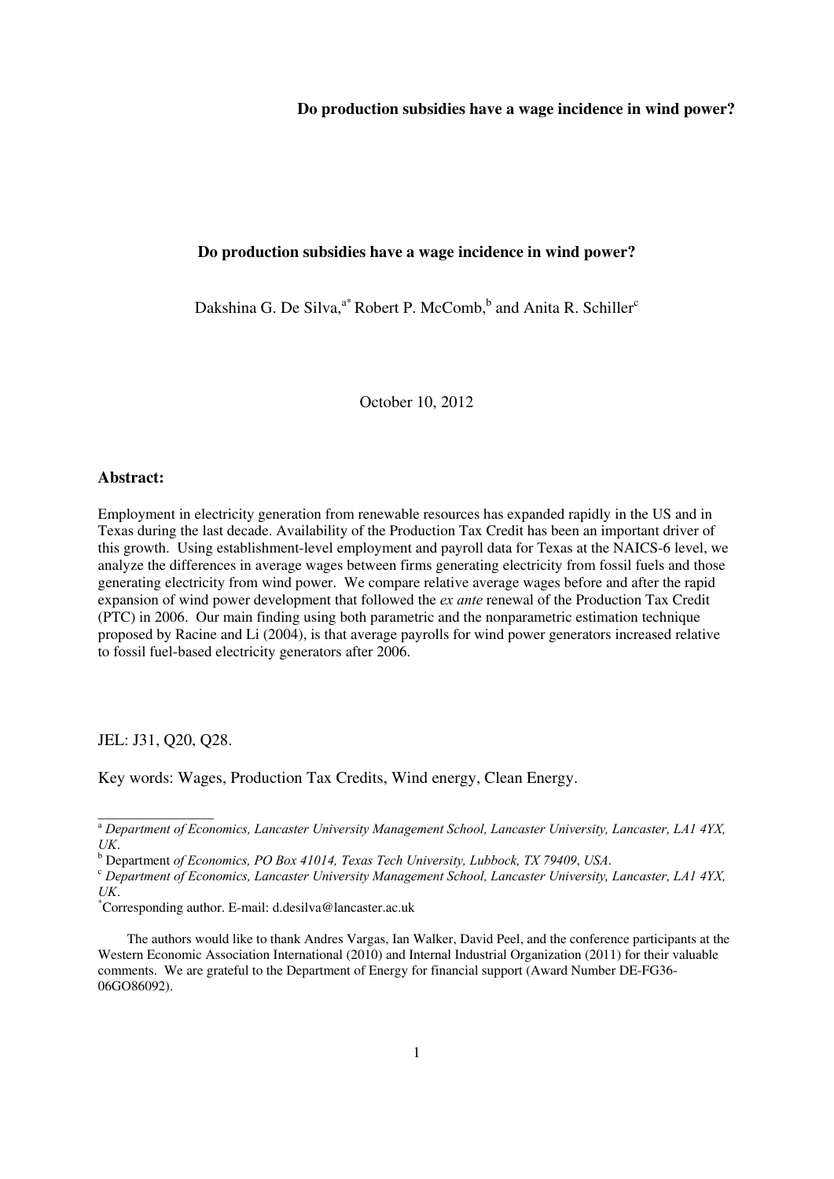**Do production subsidies have a wage incidence in wind power?**

## Do production subsidies have a wage incidence in wind power?

Dakshina G. De Silva,[a*] Robert P. McComb,[b] and Anita R. Schiller[c]

October 10, 2012

### Abstract:

Employment in electricity generation from renewable resources has expanded rapidly in the US and in Texas during the last decade. Availability of the Production Tax Credit has been an important driver of this growth. Using establishment-level employment and payroll data for Texas at the NAICS-6 level, we analyze the differences in average wages between firms generating electricity from fossil fuels and those generating electricity from wind power. We compare relative average wages before and after the rapid expansion of wind power development that followed the *ex ante* renewal of the Production Tax Credit (PTC) in 2006. Our main finding using both parametric and the nonparametric estimation technique proposed by Racine and Li (2004), is that average payrolls for wind power generators increased relative to fossil fuel-based electricity generators after 2006.

JEL: J31, Q20, Q28.

Key words: Wages, Production Tax Credits, Wind energy, Clean Energy.

---

[a] *Department of Economics, Lancaster University Management School, Lancaster University, Lancaster, LA1 4YX, UK*.

[b] Department *of Economics, PO Box 41014, Texas Tech University, Lubbock, TX 79409, USA*.

[c] *Department of Economics, Lancaster University Management School, Lancaster University, Lancaster, LA1 4YX, UK*.

[*] Corresponding author. E-mail: d.desilva@lancaster.ac.uk

The authors would like to thank Andres Vargas, Ian Walker, David Peel, and the conference participants at the Western Economic Association International (2010) and Internal Industrial Organization (2011) for their valuable comments. We are grateful to the Department of Energy for financial support (Award Number DE-FG36-06GO86092).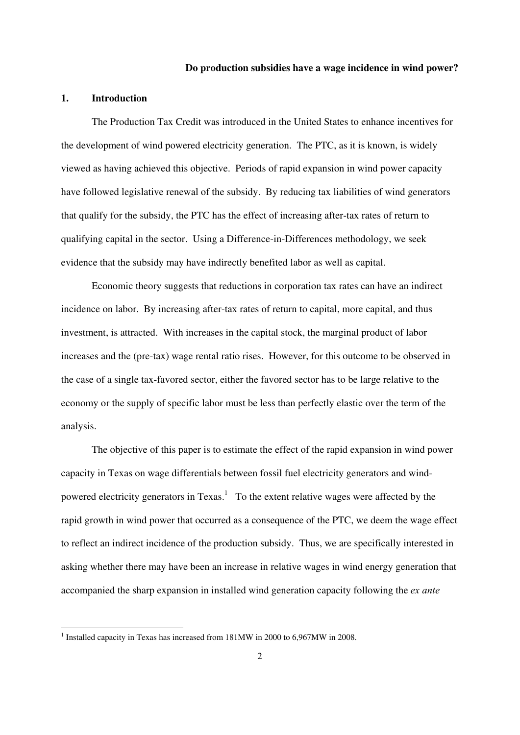**Do production subsidies have a wage incidence in wind power?**

## 1. Introduction

The Production Tax Credit was introduced in the United States to enhance incentives for the development of wind powered electricity generation. The PTC, as it is known, is widely viewed as having achieved this objective. Periods of rapid expansion in wind power capacity have followed legislative renewal of the subsidy. By reducing tax liabilities of wind generators that qualify for the subsidy, the PTC has the effect of increasing after-tax rates of return to qualifying capital in the sector. Using a Difference-in-Differences methodology, we seek evidence that the subsidy may have indirectly benefited labor as well as capital.

Economic theory suggests that reductions in corporation tax rates can have an indirect incidence on labor. By increasing after-tax rates of return to capital, more capital, and thus investment, is attracted. With increases in the capital stock, the marginal product of labor increases and the (pre-tax) wage rental ratio rises. However, for this outcome to be observed in the case of a single tax-favored sector, either the favored sector has to be large relative to the economy or the supply of specific labor must be less than perfectly elastic over the term of the analysis.

The objective of this paper is to estimate the effect of the rapid expansion in wind power capacity in Texas on wage differentials between fossil fuel electricity generators and wind-powered electricity generators in Texas.[1] To the extent relative wages were affected by the rapid growth in wind power that occurred as a consequence of the PTC, we deem the wage effect to reflect an indirect incidence of the production subsidy. Thus, we are specifically interested in asking whether there may have been an increase in relative wages in wind energy generation that accompanied the sharp expansion in installed wind generation capacity following the *ex ante*

---

[1] Installed capacity in Texas has increased from 181MW in 2000 to 6,967MW in 2008.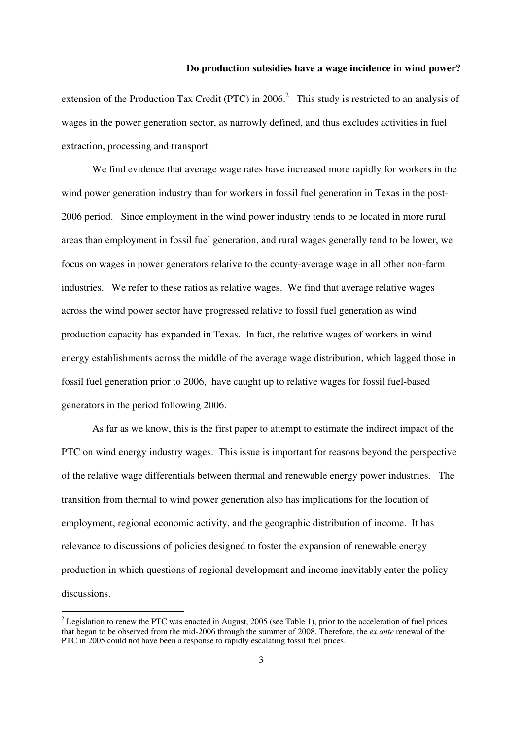extension of the Production Tax Credit (PTC) in 2006.[2] This study is restricted to an analysis of wages in the power generation sector, as narrowly defined, and thus excludes activities in fuel extraction, processing and transport.

We find evidence that average wage rates have increased more rapidly for workers in the wind power generation industry than for workers in fossil fuel generation in Texas in the post-2006 period. Since employment in the wind power industry tends to be located in more rural areas than employment in fossil fuel generation, and rural wages generally tend to be lower, we focus on wages in power generators relative to the county-average wage in all other non-farm industries. We refer to these ratios as relative wages. We find that average relative wages across the wind power sector have progressed relative to fossil fuel generation as wind production capacity has expanded in Texas. In fact, the relative wages of workers in wind energy establishments across the middle of the average wage distribution, which lagged those in fossil fuel generation prior to 2006, have caught up to relative wages for fossil fuel-based generators in the period following 2006.

As far as we know, this is the first paper to attempt to estimate the indirect impact of the PTC on wind energy industry wages. This issue is important for reasons beyond the perspective of the relative wage differentials between thermal and renewable energy power industries. The transition from thermal to wind power generation also has implications for the location of employment, regional economic activity, and the geographic distribution of income. It has relevance to discussions of policies designed to foster the expansion of renewable energy production in which questions of regional development and income inevitably enter the policy discussions.

[2] Legislation to renew the PTC was enacted in August, 2005 (see Table 1), prior to the acceleration of fuel prices that began to be observed from the mid-2006 through the summer of 2008. Therefore, the *ex ante* renewal of the PTC in 2005 could not have been a response to rapidly escalating fossil fuel prices.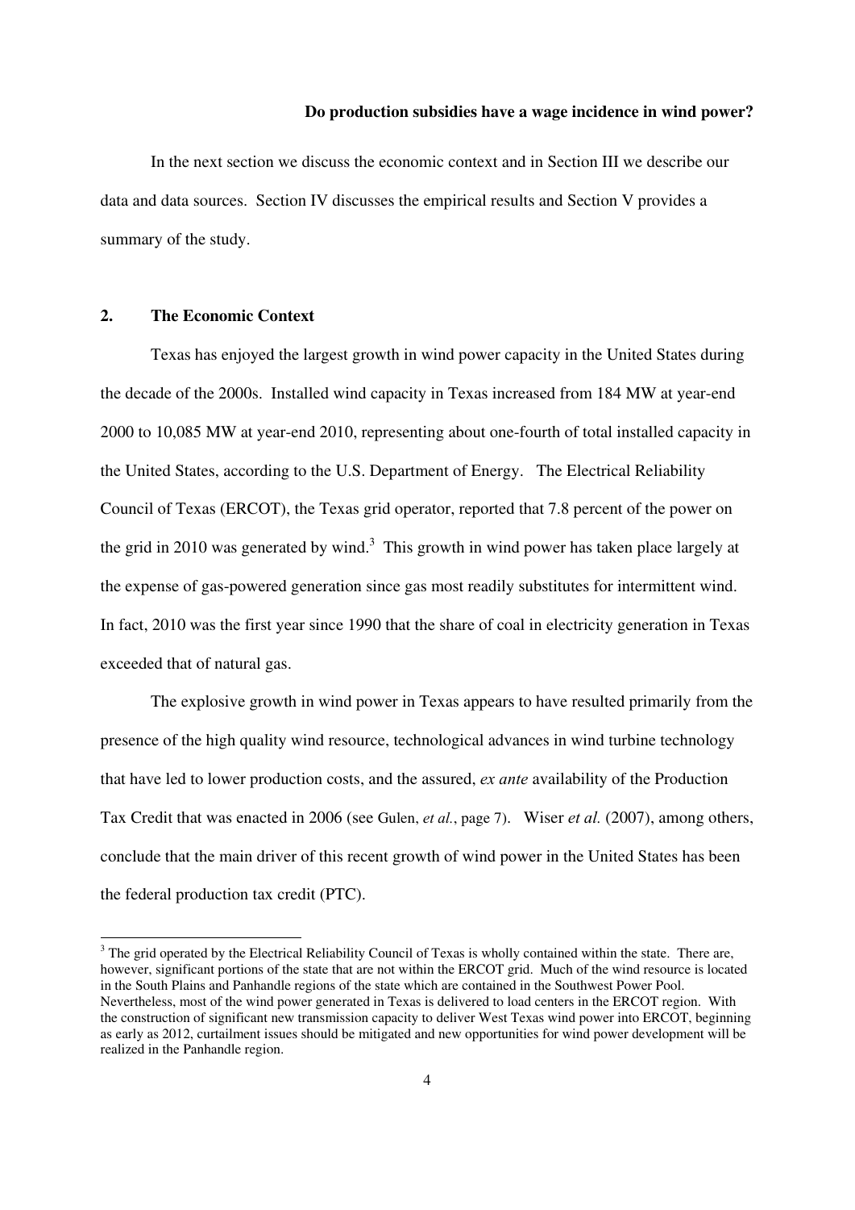In the next section we discuss the economic context and in Section III we describe our data and data sources. Section IV discusses the empirical results and Section V provides a summary of the study.

## 2. The Economic Context

Texas has enjoyed the largest growth in wind power capacity in the United States during the decade of the 2000s. Installed wind capacity in Texas increased from 184 MW at year-end 2000 to 10,085 MW at year-end 2010, representing about one-fourth of total installed capacity in the United States, according to the U.S. Department of Energy. The Electrical Reliability Council of Texas (ERCOT), the Texas grid operator, reported that 7.8 percent of the power on the grid in 2010 was generated by wind.[3] This growth in wind power has taken place largely at the expense of gas-powered generation since gas most readily substitutes for intermittent wind. In fact, 2010 was the first year since 1990 that the share of coal in electricity generation in Texas exceeded that of natural gas.

The explosive growth in wind power in Texas appears to have resulted primarily from the presence of the high quality wind resource, technological advances in wind turbine technology that have led to lower production costs, and the assured, *ex ante* availability of the Production Tax Credit that was enacted in 2006 (see Gulen, *et al.*, page 7). Wiser *et al.* (2007), among others, conclude that the main driver of this recent growth of wind power in the United States has been the federal production tax credit (PTC).

[3] The grid operated by the Electrical Reliability Council of Texas is wholly contained within the state. There are, however, significant portions of the state that are not within the ERCOT grid. Much of the wind resource is located in the South Plains and Panhandle regions of the state which are contained in the Southwest Power Pool. Nevertheless, most of the wind power generated in Texas is delivered to load centers in the ERCOT region. With the construction of significant new transmission capacity to deliver West Texas wind power into ERCOT, beginning as early as 2012, curtailment issues should be mitigated and new opportunities for wind power development will be realized in the Panhandle region.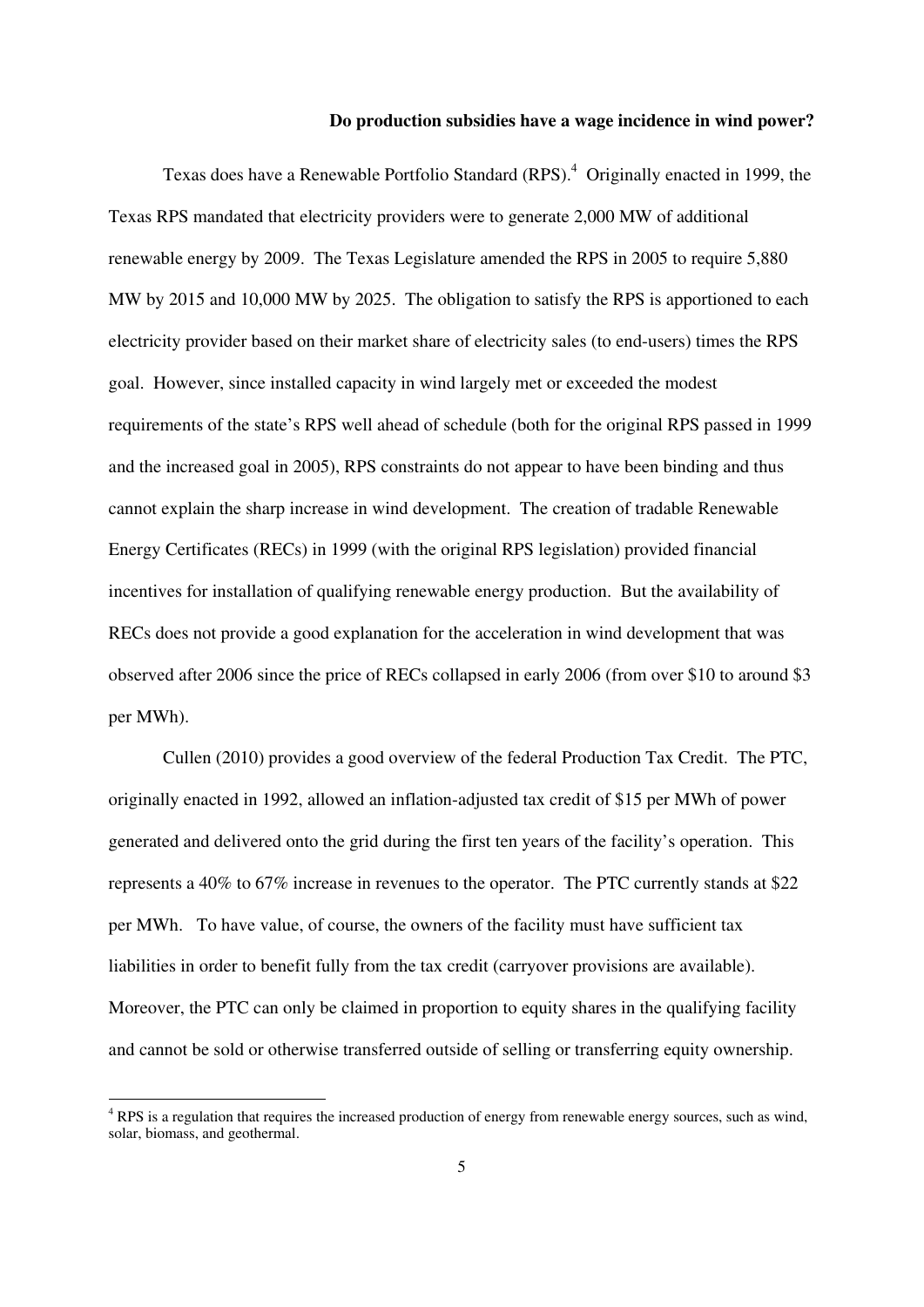Texas does have a Renewable Portfolio Standard (RPS).[4] Originally enacted in 1999, the Texas RPS mandated that electricity providers were to generate 2,000 MW of additional renewable energy by 2009. The Texas Legislature amended the RPS in 2005 to require 5,880 MW by 2015 and 10,000 MW by 2025. The obligation to satisfy the RPS is apportioned to each electricity provider based on their market share of electricity sales (to end-users) times the RPS goal. However, since installed capacity in wind largely met or exceeded the modest requirements of the state's RPS well ahead of schedule (both for the original RPS passed in 1999 and the increased goal in 2005), RPS constraints do not appear to have been binding and thus cannot explain the sharp increase in wind development. The creation of tradable Renewable Energy Certificates (RECs) in 1999 (with the original RPS legislation) provided financial incentives for installation of qualifying renewable energy production. But the availability of RECs does not provide a good explanation for the acceleration in wind development that was observed after 2006 since the price of RECs collapsed in early 2006 (from over \$10 to around \$3 per MWh).

Cullen (2010) provides a good overview of the federal Production Tax Credit. The PTC, originally enacted in 1992, allowed an inflation-adjusted tax credit of \$15 per MWh of power generated and delivered onto the grid during the first ten years of the facility's operation. This represents a 40% to 67% increase in revenues to the operator. The PTC currently stands at \$22 per MWh. To have value, of course, the owners of the facility must have sufficient tax liabilities in order to benefit fully from the tax credit (carryover provisions are available). Moreover, the PTC can only be claimed in proportion to equity shares in the qualifying facility and cannot be sold or otherwise transferred outside of selling or transferring equity ownership.

[4] RPS is a regulation that requires the increased production of energy from renewable energy sources, such as wind, solar, biomass, and geothermal.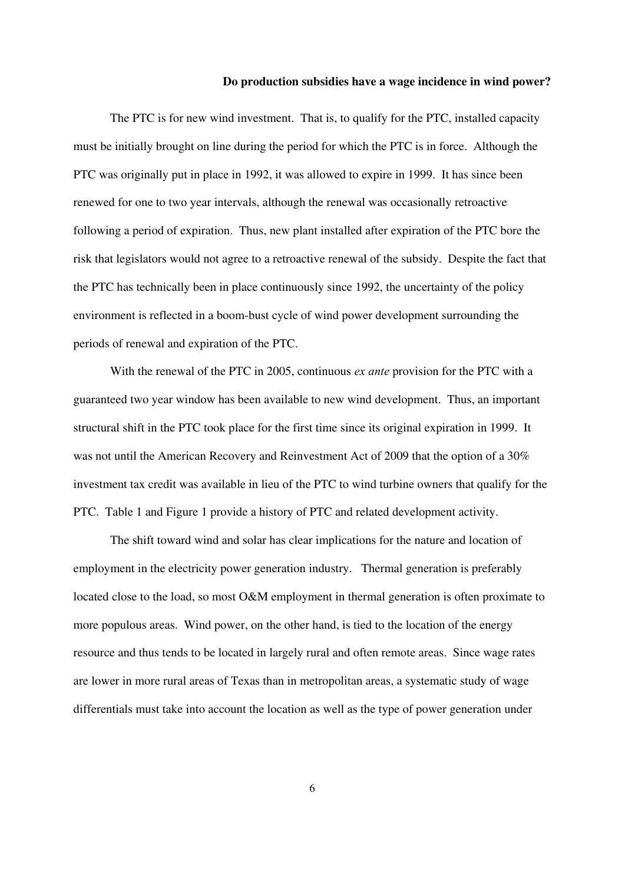The PTC is for new wind investment. That is, to qualify for the PTC, installed capacity must be initially brought on line during the period for which the PTC is in force. Although the PTC was originally put in place in 1992, it was allowed to expire in 1999. It has since been renewed for one to two year intervals, although the renewal was occasionally retroactive following a period of expiration. Thus, new plant installed after expiration of the PTC bore the risk that legislators would not agree to a retroactive renewal of the subsidy. Despite the fact that the PTC has technically been in place continuously since 1992, the uncertainty of the policy environment is reflected in a boom-bust cycle of wind power development surrounding the periods of renewal and expiration of the PTC.

With the renewal of the PTC in 2005, continuous *ex ante* provision for the PTC with a guaranteed two year window has been available to new wind development. Thus, an important structural shift in the PTC took place for the first time since its original expiration in 1999. It was not until the American Recovery and Reinvestment Act of 2009 that the option of a 30% investment tax credit was available in lieu of the PTC to wind turbine owners that qualify for the PTC. Table 1 and Figure 1 provide a history of PTC and related development activity.

The shift toward wind and solar has clear implications for the nature and location of employment in the electricity power generation industry. Thermal generation is preferably located close to the load, so most O&M employment in thermal generation is often proximate to more populous areas. Wind power, on the other hand, is tied to the location of the energy resource and thus tends to be located in largely rural and often remote areas. Since wage rates are lower in more rural areas of Texas than in metropolitan areas, a systematic study of wage differentials must take into account the location as well as the type of power generation under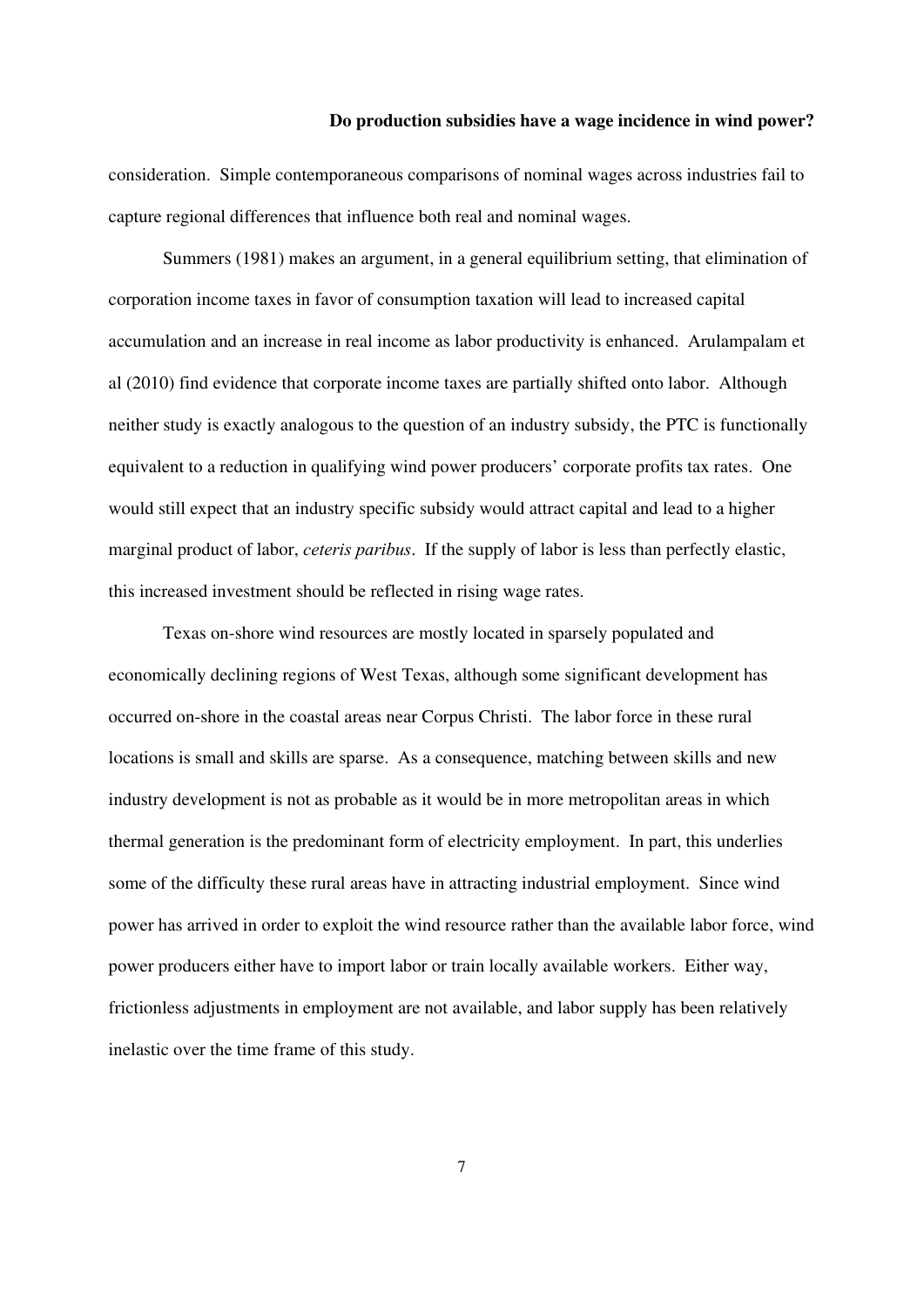consideration. Simple contemporaneous comparisons of nominal wages across industries fail to capture regional differences that influence both real and nominal wages.

Summers (1981) makes an argument, in a general equilibrium setting, that elimination of corporation income taxes in favor of consumption taxation will lead to increased capital accumulation and an increase in real income as labor productivity is enhanced. Arulampalam et al (2010) find evidence that corporate income taxes are partially shifted onto labor. Although neither study is exactly analogous to the question of an industry subsidy, the PTC is functionally equivalent to a reduction in qualifying wind power producers' corporate profits tax rates. One would still expect that an industry specific subsidy would attract capital and lead to a higher marginal product of labor, *ceteris paribus*. If the supply of labor is less than perfectly elastic, this increased investment should be reflected in rising wage rates.

Texas on-shore wind resources are mostly located in sparsely populated and economically declining regions of West Texas, although some significant development has occurred on-shore in the coastal areas near Corpus Christi. The labor force in these rural locations is small and skills are sparse. As a consequence, matching between skills and new industry development is not as probable as it would be in more metropolitan areas in which thermal generation is the predominant form of electricity employment. In part, this underlies some of the difficulty these rural areas have in attracting industrial employment. Since wind power has arrived in order to exploit the wind resource rather than the available labor force, wind power producers either have to import labor or train locally available workers. Either way, frictionless adjustments in employment are not available, and labor supply has been relatively inelastic over the time frame of this study.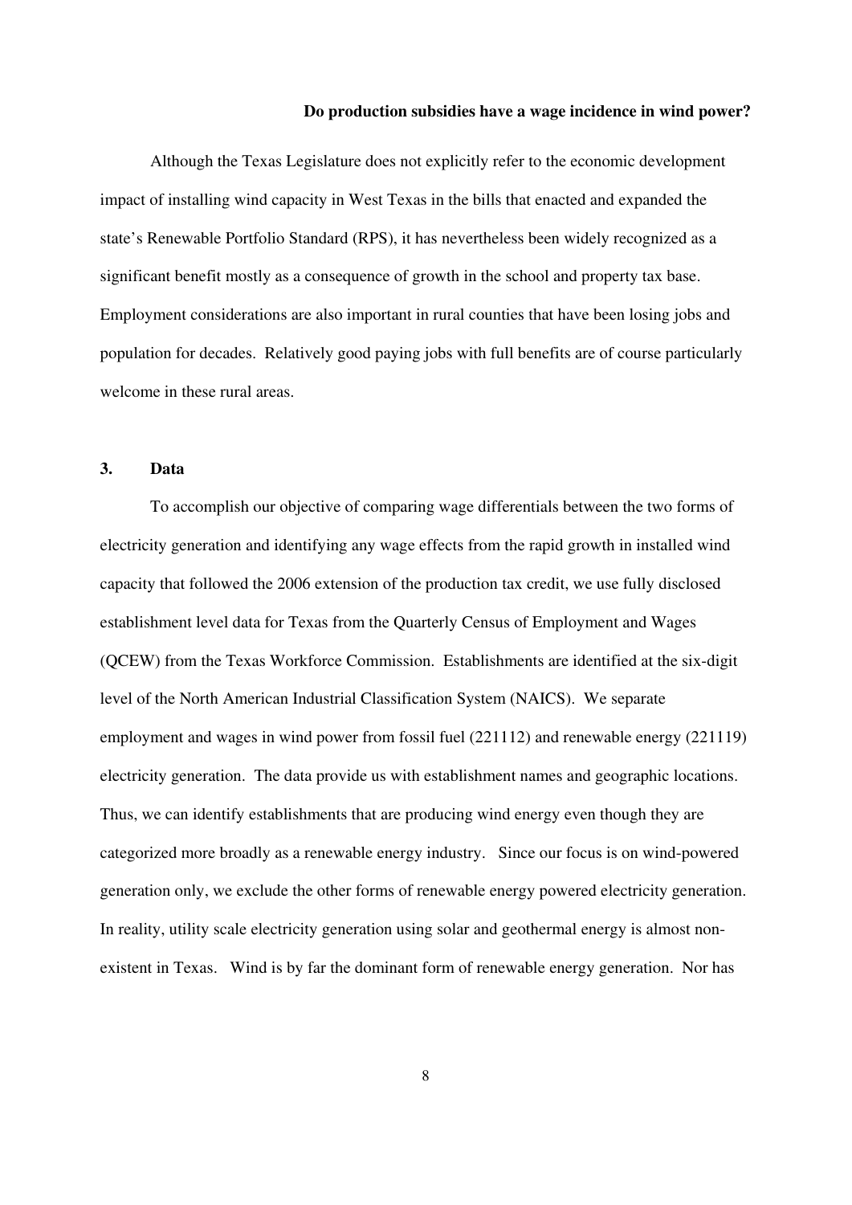Although the Texas Legislature does not explicitly refer to the economic development impact of installing wind capacity in West Texas in the bills that enacted and expanded the state's Renewable Portfolio Standard (RPS), it has nevertheless been widely recognized as a significant benefit mostly as a consequence of growth in the school and property tax base. Employment considerations are also important in rural counties that have been losing jobs and population for decades. Relatively good paying jobs with full benefits are of course particularly welcome in these rural areas.

## 3. Data

To accomplish our objective of comparing wage differentials between the two forms of electricity generation and identifying any wage effects from the rapid growth in installed wind capacity that followed the 2006 extension of the production tax credit, we use fully disclosed establishment level data for Texas from the Quarterly Census of Employment and Wages (QCEW) from the Texas Workforce Commission. Establishments are identified at the six-digit level of the North American Industrial Classification System (NAICS). We separate employment and wages in wind power from fossil fuel (221112) and renewable energy (221119) electricity generation. The data provide us with establishment names and geographic locations. Thus, we can identify establishments that are producing wind energy even though they are categorized more broadly as a renewable energy industry. Since our focus is on wind-powered generation only, we exclude the other forms of renewable energy powered electricity generation. In reality, utility scale electricity generation using solar and geothermal energy is almost non-existent in Texas. Wind is by far the dominant form of renewable energy generation. Nor has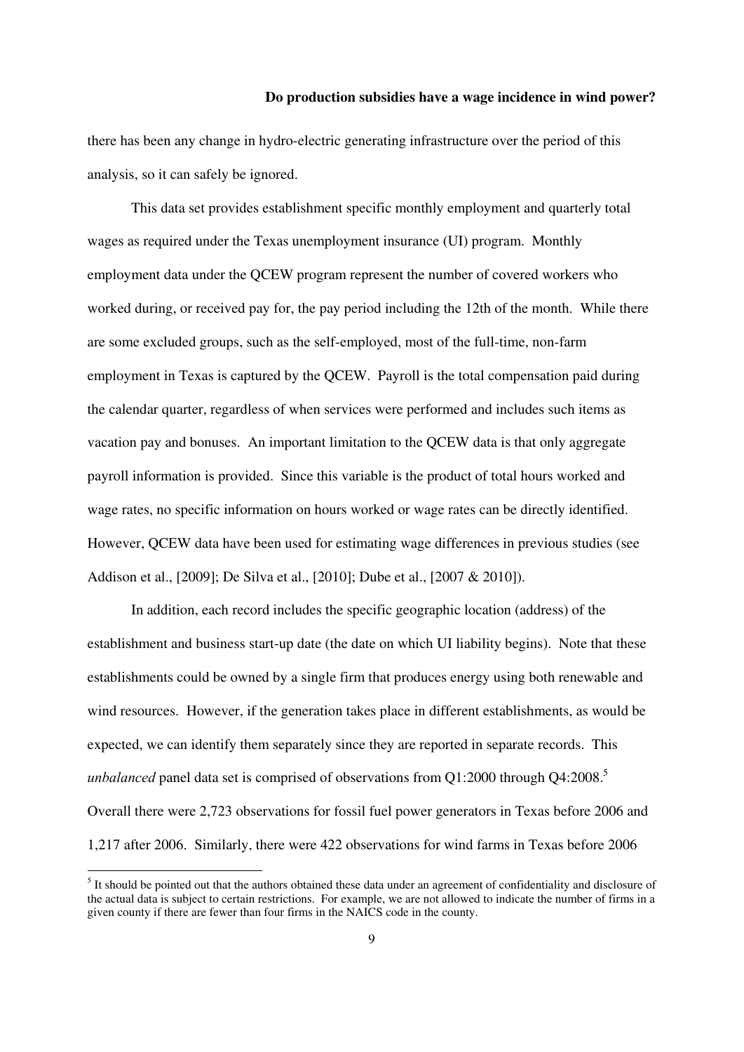there has been any change in hydro-electric generating infrastructure over the period of this analysis, so it can safely be ignored.

This data set provides establishment specific monthly employment and quarterly total wages as required under the Texas unemployment insurance (UI) program. Monthly employment data under the QCEW program represent the number of covered workers who worked during, or received pay for, the pay period including the 12th of the month. While there are some excluded groups, such as the self-employed, most of the full-time, non-farm employment in Texas is captured by the QCEW. Payroll is the total compensation paid during the calendar quarter, regardless of when services were performed and includes such items as vacation pay and bonuses. An important limitation to the QCEW data is that only aggregate payroll information is provided. Since this variable is the product of total hours worked and wage rates, no specific information on hours worked or wage rates can be directly identified. However, QCEW data have been used for estimating wage differences in previous studies (see Addison et al., [2009]; De Silva et al., [2010]; Dube et al., [2007 & 2010]).

In addition, each record includes the specific geographic location (address) of the establishment and business start-up date (the date on which UI liability begins). Note that these establishments could be owned by a single firm that produces energy using both renewable and wind resources. However, if the generation takes place in different establishments, as would be expected, we can identify them separately since they are reported in separate records. This *unbalanced* panel data set is comprised of observations from Q1:2000 through Q4:2008.[5] Overall there were 2,723 observations for fossil fuel power generators in Texas before 2006 and 1,217 after 2006. Similarly, there were 422 observations for wind farms in Texas before 2006

[5] It should be pointed out that the authors obtained these data under an agreement of confidentiality and disclosure of the actual data is subject to certain restrictions. For example, we are not allowed to indicate the number of firms in a given county if there are fewer than four firms in the NAICS code in the county.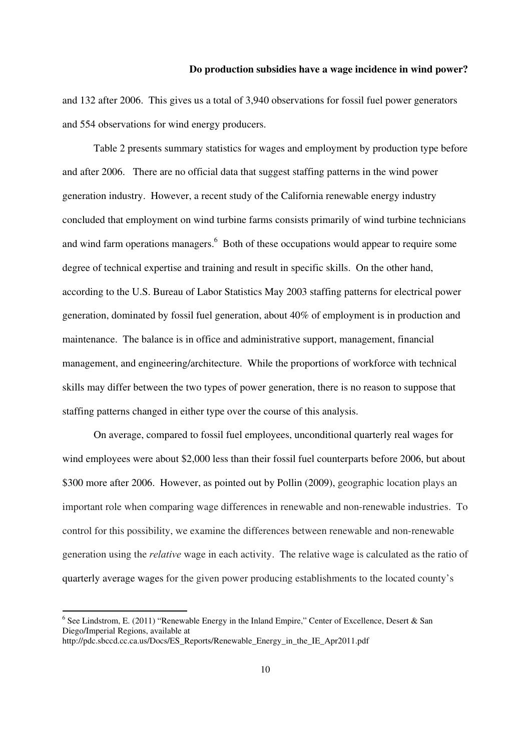and 132 after 2006. This gives us a total of 3,940 observations for fossil fuel power generators and 554 observations for wind energy producers.

Table 2 presents summary statistics for wages and employment by production type before and after 2006. There are no official data that suggest staffing patterns in the wind power generation industry. However, a recent study of the California renewable energy industry concluded that employment on wind turbine farms consists primarily of wind turbine technicians and wind farm operations managers.[6] Both of these occupations would appear to require some degree of technical expertise and training and result in specific skills. On the other hand, according to the U.S. Bureau of Labor Statistics May 2003 staffing patterns for electrical power generation, dominated by fossil fuel generation, about 40% of employment is in production and maintenance. The balance is in office and administrative support, management, financial management, and engineering/architecture. While the proportions of workforce with technical skills may differ between the two types of power generation, there is no reason to suppose that staffing patterns changed in either type over the course of this analysis.

On average, compared to fossil fuel employees, unconditional quarterly real wages for wind employees were about $2,000 less than their fossil fuel counterparts before 2006, but about $300 more after 2006. However, as pointed out by Pollin (2009), geographic location plays an important role when comparing wage differences in renewable and non-renewable industries. To control for this possibility, we examine the differences between renewable and non-renewable generation using the *relative* wage in each activity. The relative wage is calculated as the ratio of quarterly average wages for the given power producing establishments to the located county's

[6] See Lindstrom, E. (2011) "Renewable Energy in the Inland Empire," Center of Excellence, Desert & San Diego/Imperial Regions, available at http://pdc.sbccd.cc.ca.us/Docs/ES_Reports/Renewable_Energy_in_the_IE_Apr2011.pdf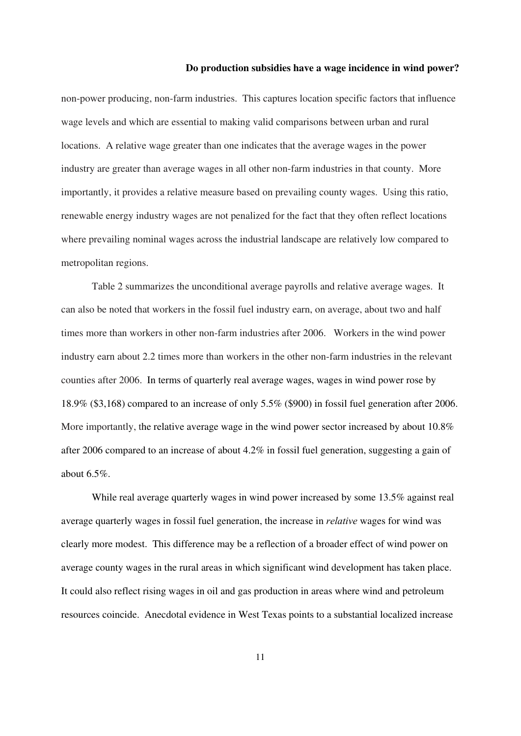non-power producing, non-farm industries. This captures location specific factors that influence wage levels and which are essential to making valid comparisons between urban and rural locations. A relative wage greater than one indicates that the average wages in the power industry are greater than average wages in all other non-farm industries in that county. More importantly, it provides a relative measure based on prevailing county wages. Using this ratio, renewable energy industry wages are not penalized for the fact that they often reflect locations where prevailing nominal wages across the industrial landscape are relatively low compared to metropolitan regions.

Table 2 summarizes the unconditional average payrolls and relative average wages. It can also be noted that workers in the fossil fuel industry earn, on average, about two and half times more than workers in other non-farm industries after 2006. Workers in the wind power industry earn about 2.2 times more than workers in the other non-farm industries in the relevant counties after 2006. In terms of quarterly real average wages, wages in wind power rose by 18.9% ($3,168) compared to an increase of only 5.5% ($900) in fossil fuel generation after 2006. More importantly, the relative average wage in the wind power sector increased by about 10.8% after 2006 compared to an increase of about 4.2% in fossil fuel generation, suggesting a gain of about 6.5%.

While real average quarterly wages in wind power increased by some 13.5% against real average quarterly wages in fossil fuel generation, the increase in *relative* wages for wind was clearly more modest. This difference may be a reflection of a broader effect of wind power on average county wages in the rural areas in which significant wind development has taken place. It could also reflect rising wages in oil and gas production in areas where wind and petroleum resources coincide. Anecdotal evidence in West Texas points to a substantial localized increase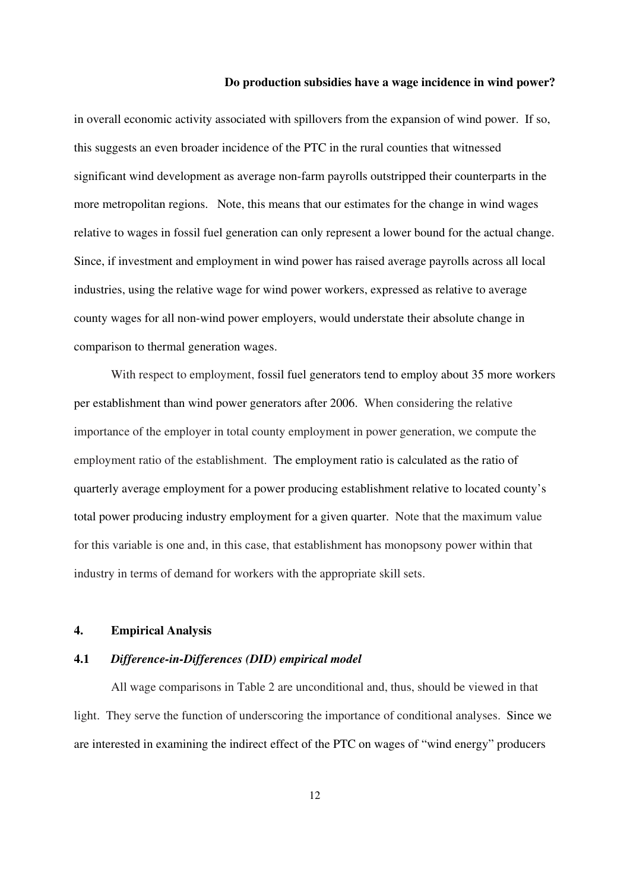in overall economic activity associated with spillovers from the expansion of wind power. If so, this suggests an even broader incidence of the PTC in the rural counties that witnessed significant wind development as average non-farm payrolls outstripped their counterparts in the more metropolitan regions. Note, this means that our estimates for the change in wind wages relative to wages in fossil fuel generation can only represent a lower bound for the actual change. Since, if investment and employment in wind power has raised average payrolls across all local industries, using the relative wage for wind power workers, expressed as relative to average county wages for all non-wind power employers, would understate their absolute change in comparison to thermal generation wages.

With respect to employment, fossil fuel generators tend to employ about 35 more workers per establishment than wind power generators after 2006. When considering the relative importance of the employer in total county employment in power generation, we compute the employment ratio of the establishment. The employment ratio is calculated as the ratio of quarterly average employment for a power producing establishment relative to located county's total power producing industry employment for a given quarter. Note that the maximum value for this variable is one and, in this case, that establishment has monopsony power within that industry in terms of demand for workers with the appropriate skill sets.

## 4. Empirical Analysis

### 4.1 *Difference-in-Differences (DID) empirical model*

All wage comparisons in Table 2 are unconditional and, thus, should be viewed in that light. They serve the function of underscoring the importance of conditional analyses. Since we are interested in examining the indirect effect of the PTC on wages of "wind energy" producers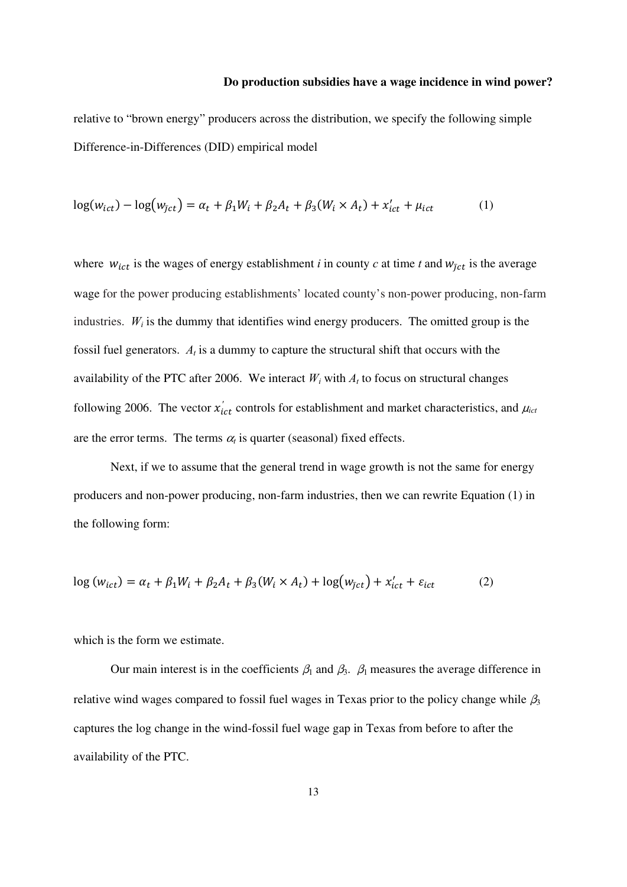relative to "brown energy" producers across the distribution, we specify the following simple Difference-in-Differences (DID) empirical model

$$\log(w_{ict}) - \log(w_{\bar{J}ct}) = \alpha_t + \beta_1 W_i + \beta_2 A_t + \beta_3 (W_i \times A_t) + x'_{ict} + \mu_{ict} \qquad (1)$$

where $w_{ict}$ is the wages of energy establishment *i* in county *c* at time *t* and $w_{\bar{J}ct}$ is the average wage for the power producing establishments' located county's non-power producing, non-farm industries. $W_i$ is the dummy that identifies wind energy producers. The omitted group is the fossil fuel generators. $A_t$ is a dummy to capture the structural shift that occurs with the availability of the PTC after 2006. We interact $W_i$ with $A_t$ to focus on structural changes following 2006. The vector $x'_{ict}$ controls for establishment and market characteristics, and $\mu_{ict}$ are the error terms. The terms $\alpha_t$ is quarter (seasonal) fixed effects.

Next, if we to assume that the general trend in wage growth is not the same for energy producers and non-power producing, non-farm industries, then we can rewrite Equation (1) in the following form:

$$\log(w_{ict}) = \alpha_t + \beta_1 W_i + \beta_2 A_t + \beta_3 (W_i \times A_t) + \log(w_{\bar{J}ct}) + x'_{ict} + \varepsilon_{ict} \qquad (2)$$

which is the form we estimate.

Our main interest is in the coefficients $\beta_1$ and $\beta_3$. $\beta_1$ measures the average difference in relative wind wages compared to fossil fuel wages in Texas prior to the policy change while $\beta_3$ captures the log change in the wind-fossil fuel wage gap in Texas from before to after the availability of the PTC.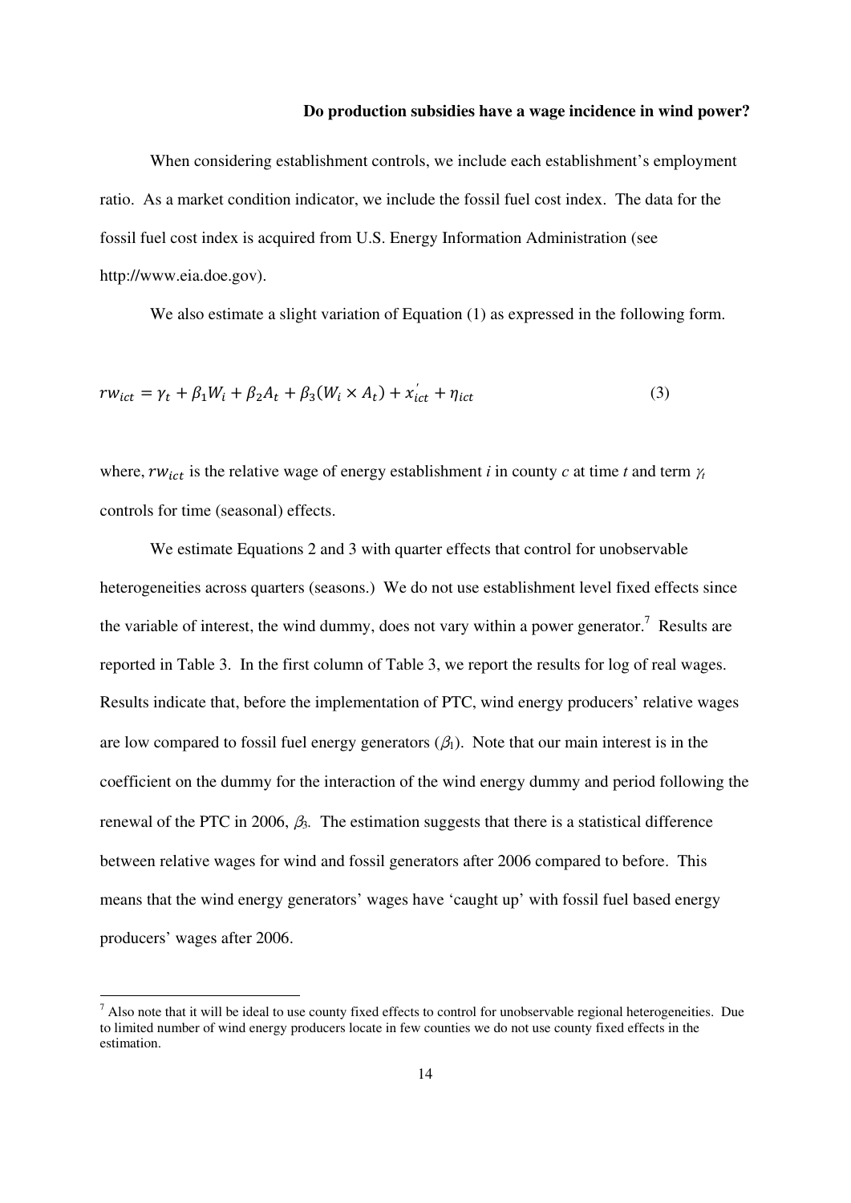When considering establishment controls, we include each establishment's employment ratio. As a market condition indicator, we include the fossil fuel cost index. The data for the fossil fuel cost index is acquired from U.S. Energy Information Administration (see http://www.eia.doe.gov).

We also estimate a slight variation of Equation (1) as expressed in the following form.

$$rw_{ict} = \gamma_t + \beta_1 W_i + \beta_2 A_t + \beta_3 (W_i \times A_t) + x_{ict}^{'} + \eta_{ict} \tag{3}$$

where, $rw_{ict}$ is the relative wage of energy establishment *i* in county *c* at time *t* and term $\gamma_t$ controls for time (seasonal) effects.

We estimate Equations 2 and 3 with quarter effects that control for unobservable heterogeneities across quarters (seasons.) We do not use establishment level fixed effects since the variable of interest, the wind dummy, does not vary within a power generator.[7] Results are reported in Table 3. In the first column of Table 3, we report the results for log of real wages. Results indicate that, before the implementation of PTC, wind energy producers' relative wages are low compared to fossil fuel energy generators ($\beta_1$). Note that our main interest is in the coefficient on the dummy for the interaction of the wind energy dummy and period following the renewal of the PTC in 2006, $\beta_3$. The estimation suggests that there is a statistical difference between relative wages for wind and fossil generators after 2006 compared to before. This means that the wind energy generators' wages have 'caught up' with fossil fuel based energy producers' wages after 2006.

[7] Also note that it will be ideal to use county fixed effects to control for unobservable regional heterogeneities. Due to limited number of wind energy producers locate in few counties we do not use county fixed effects in the estimation.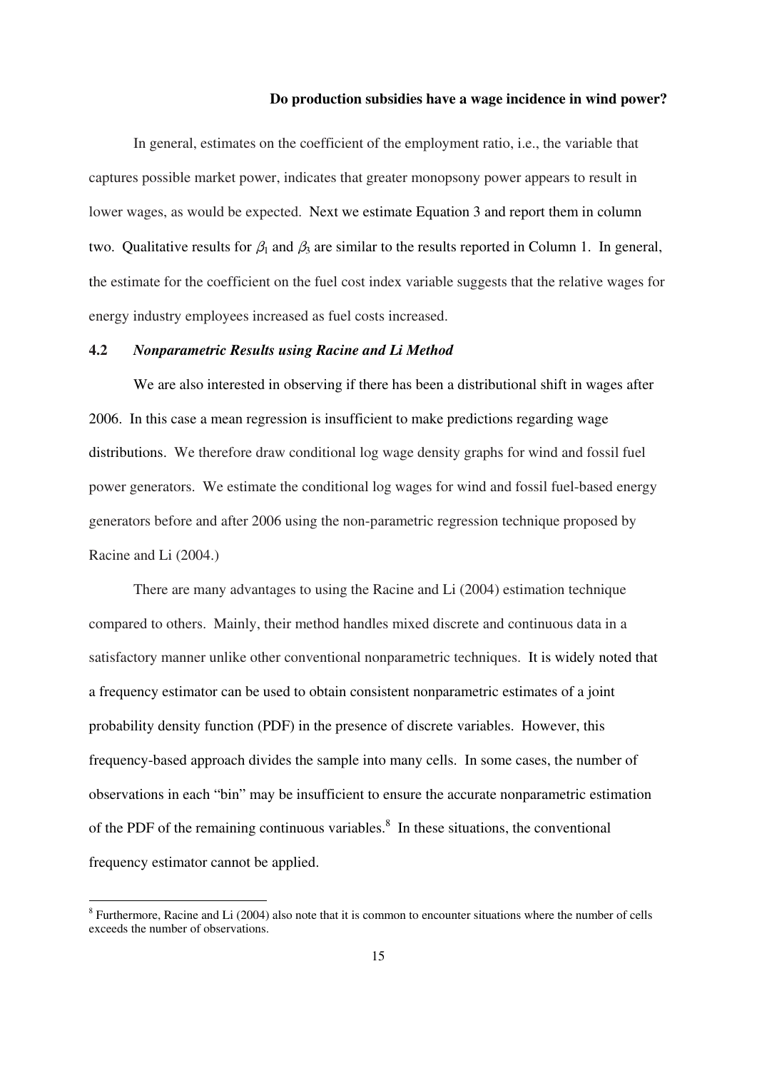In general, estimates on the coefficient of the employment ratio, i.e., the variable that captures possible market power, indicates that greater monopsony power appears to result in lower wages, as would be expected. Next we estimate Equation 3 and report them in column two. Qualitative results for $\beta_1$ and $\beta_3$ are similar to the results reported in Column 1. In general, the estimate for the coefficient on the fuel cost index variable suggests that the relative wages for energy industry employees increased as fuel costs increased.

### 4.2 *Nonparametric Results using Racine and Li Method*

We are also interested in observing if there has been a distributional shift in wages after 2006. In this case a mean regression is insufficient to make predictions regarding wage distributions. We therefore draw conditional log wage density graphs for wind and fossil fuel power generators. We estimate the conditional log wages for wind and fossil fuel-based energy generators before and after 2006 using the non-parametric regression technique proposed by Racine and Li (2004.)

There are many advantages to using the Racine and Li (2004) estimation technique compared to others. Mainly, their method handles mixed discrete and continuous data in a satisfactory manner unlike other conventional nonparametric techniques. It is widely noted that a frequency estimator can be used to obtain consistent nonparametric estimates of a joint probability density function (PDF) in the presence of discrete variables. However, this frequency-based approach divides the sample into many cells. In some cases, the number of observations in each "bin" may be insufficient to ensure the accurate nonparametric estimation of the PDF of the remaining continuous variables.[8] In these situations, the conventional frequency estimator cannot be applied.

[8] Furthermore, Racine and Li (2004) also note that it is common to encounter situations where the number of cells exceeds the number of observations.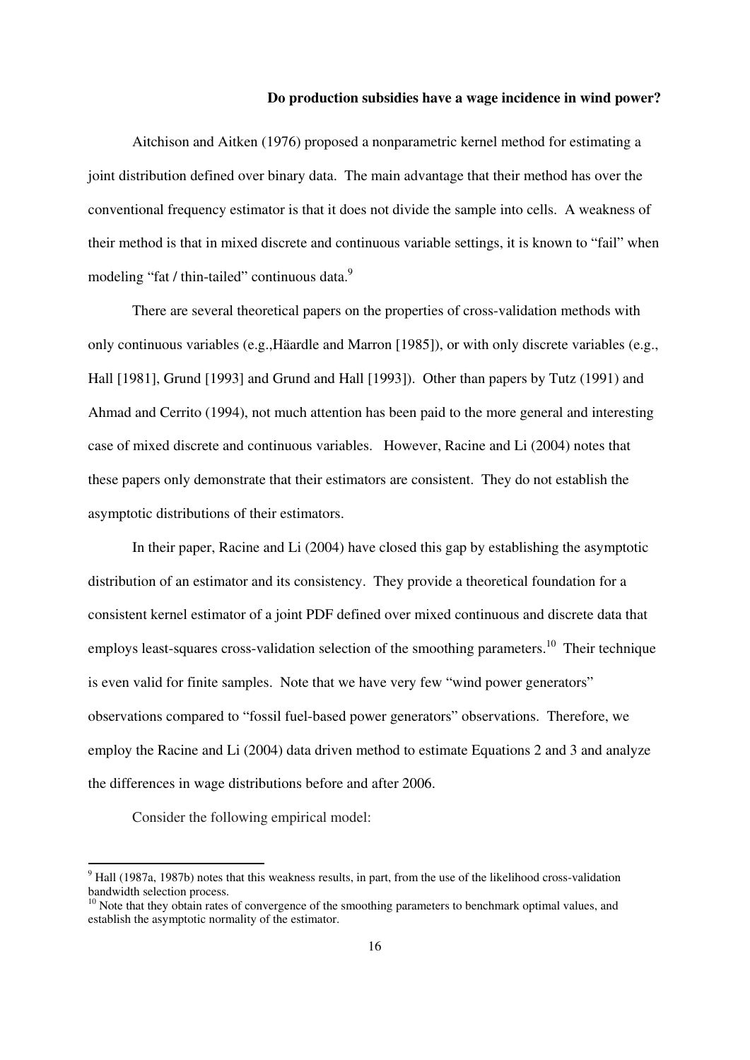Aitchison and Aitken (1976) proposed a nonparametric kernel method for estimating a joint distribution defined over binary data. The main advantage that their method has over the conventional frequency estimator is that it does not divide the sample into cells. A weakness of their method is that in mixed discrete and continuous variable settings, it is known to "fail" when modeling "fat / thin-tailed" continuous data.[9]

There are several theoretical papers on the properties of cross-validation methods with only continuous variables (e.g.,Häardle and Marron [1985]), or with only discrete variables (e.g., Hall [1981], Grund [1993] and Grund and Hall [1993]). Other than papers by Tutz (1991) and Ahmad and Cerrito (1994), not much attention has been paid to the more general and interesting case of mixed discrete and continuous variables. However, Racine and Li (2004) notes that these papers only demonstrate that their estimators are consistent. They do not establish the asymptotic distributions of their estimators.

In their paper, Racine and Li (2004) have closed this gap by establishing the asymptotic distribution of an estimator and its consistency. They provide a theoretical foundation for a consistent kernel estimator of a joint PDF defined over mixed continuous and discrete data that employs least-squares cross-validation selection of the smoothing parameters.[10] Their technique is even valid for finite samples. Note that we have very few "wind power generators" observations compared to "fossil fuel-based power generators" observations. Therefore, we employ the Racine and Li (2004) data driven method to estimate Equations 2 and 3 and analyze the differences in wage distributions before and after 2006.

Consider the following empirical model:

---

[9] Hall (1987a, 1987b) notes that this weakness results, in part, from the use of the likelihood cross-validation bandwidth selection process.

[10] Note that they obtain rates of convergence of the smoothing parameters to benchmark optimal values, and establish the asymptotic normality of the estimator.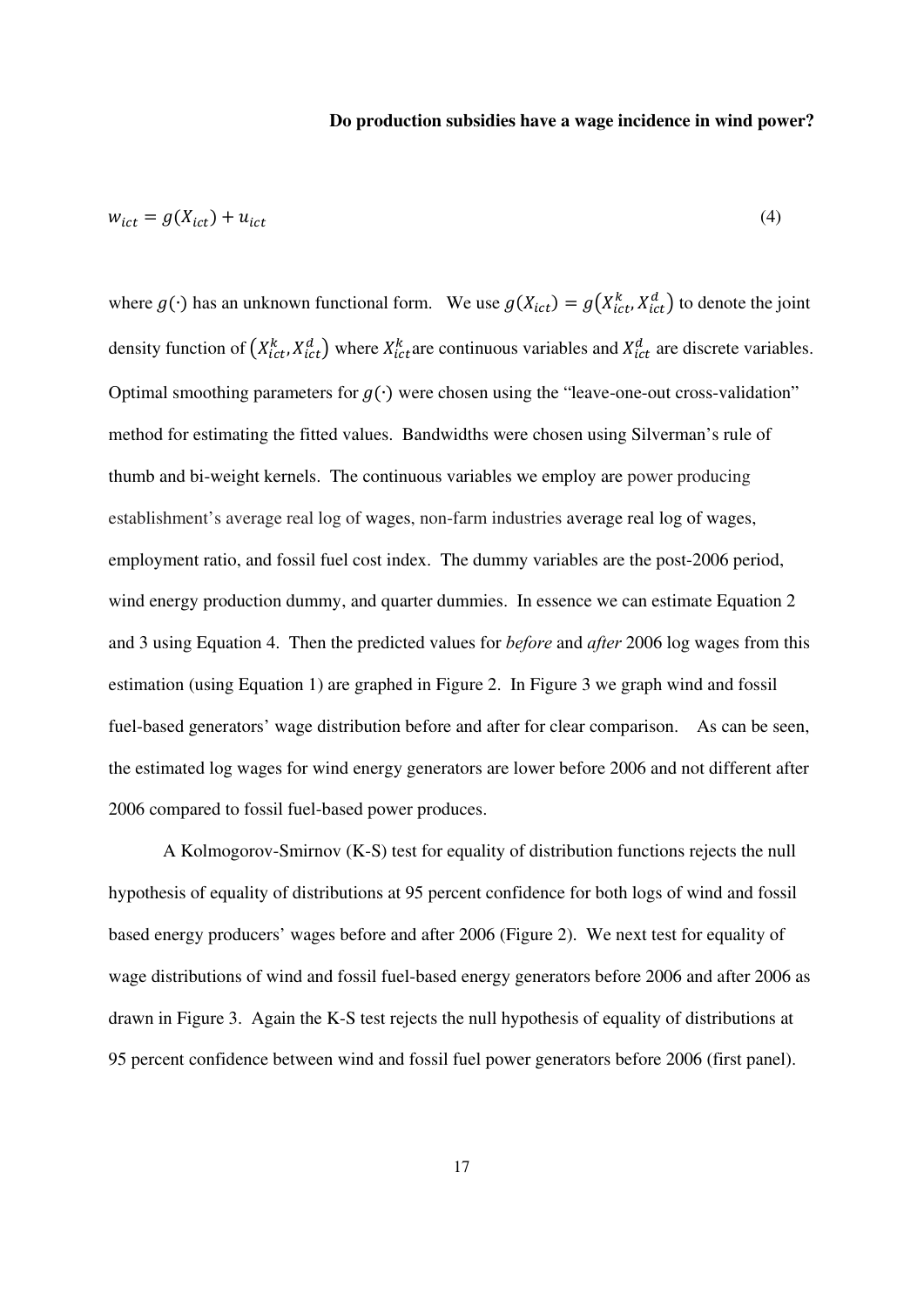$$w_{ict} = g(X_{ict}) + u_{ict} \tag{4}$$

where $g(\cdot)$ has an unknown functional form. We use $g(X_{ict}) = g(X_{ict}^k, X_{ict}^d)$ to denote the joint density function of $(X_{ict}^k, X_{ict}^d)$ where $X_{ict}^k$ are continuous variables and $X_{ict}^d$ are discrete variables. Optimal smoothing parameters for $g(\cdot)$ were chosen using the "leave-one-out cross-validation" method for estimating the fitted values. Bandwidths were chosen using Silverman's rule of thumb and bi-weight kernels. The continuous variables we employ are power producing establishment's average real log of wages, non-farm industries average real log of wages, employment ratio, and fossil fuel cost index. The dummy variables are the post-2006 period, wind energy production dummy, and quarter dummies. In essence we can estimate Equation 2 and 3 using Equation 4. Then the predicted values for *before* and *after* 2006 log wages from this estimation (using Equation 1) are graphed in Figure 2. In Figure 3 we graph wind and fossil fuel-based generators' wage distribution before and after for clear comparison. As can be seen, the estimated log wages for wind energy generators are lower before 2006 and not different after 2006 compared to fossil fuel-based power produces.

A Kolmogorov-Smirnov (K-S) test for equality of distribution functions rejects the null hypothesis of equality of distributions at 95 percent confidence for both logs of wind and fossil based energy producers' wages before and after 2006 (Figure 2). We next test for equality of wage distributions of wind and fossil fuel-based energy generators before 2006 and after 2006 as drawn in Figure 3. Again the K-S test rejects the null hypothesis of equality of distributions at 95 percent confidence between wind and fossil fuel power generators before 2006 (first panel).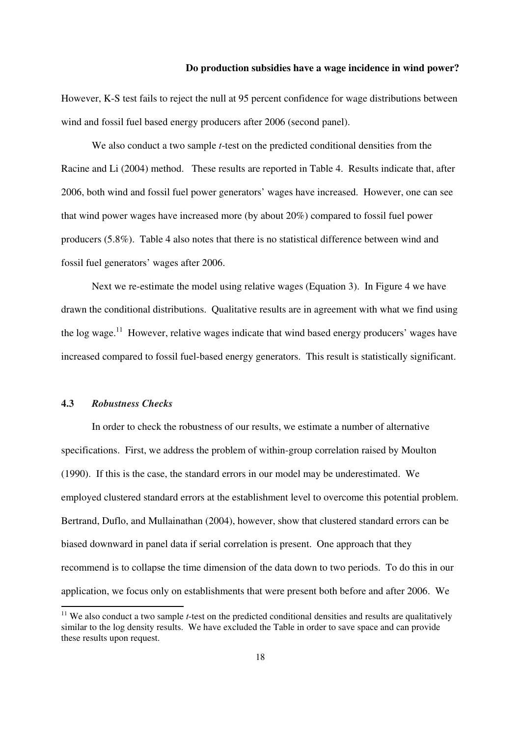However, K-S test fails to reject the null at 95 percent confidence for wage distributions between wind and fossil fuel based energy producers after 2006 (second panel).

We also conduct a two sample *t*-test on the predicted conditional densities from the Racine and Li (2004) method. These results are reported in Table 4. Results indicate that, after 2006, both wind and fossil fuel power generators' wages have increased. However, one can see that wind power wages have increased more (by about 20%) compared to fossil fuel power producers (5.8%). Table 4 also notes that there is no statistical difference between wind and fossil fuel generators' wages after 2006.

Next we re-estimate the model using relative wages (Equation 3). In Figure 4 we have drawn the conditional distributions. Qualitative results are in agreement with what we find using the log wage.[11] However, relative wages indicate that wind based energy producers' wages have increased compared to fossil fuel-based energy generators. This result is statistically significant.

### 4.3 *Robustness Checks*

In order to check the robustness of our results, we estimate a number of alternative specifications. First, we address the problem of within-group correlation raised by Moulton (1990). If this is the case, the standard errors in our model may be underestimated. We employed clustered standard errors at the establishment level to overcome this potential problem. Bertrand, Duflo, and Mullainathan (2004), however, show that clustered standard errors can be biased downward in panel data if serial correlation is present. One approach that they recommend is to collapse the time dimension of the data down to two periods. To do this in our application, we focus only on establishments that were present both before and after 2006. We

[11] We also conduct a two sample *t*-test on the predicted conditional densities and results are qualitatively similar to the log density results. We have excluded the Table in order to save space and can provide these results upon request.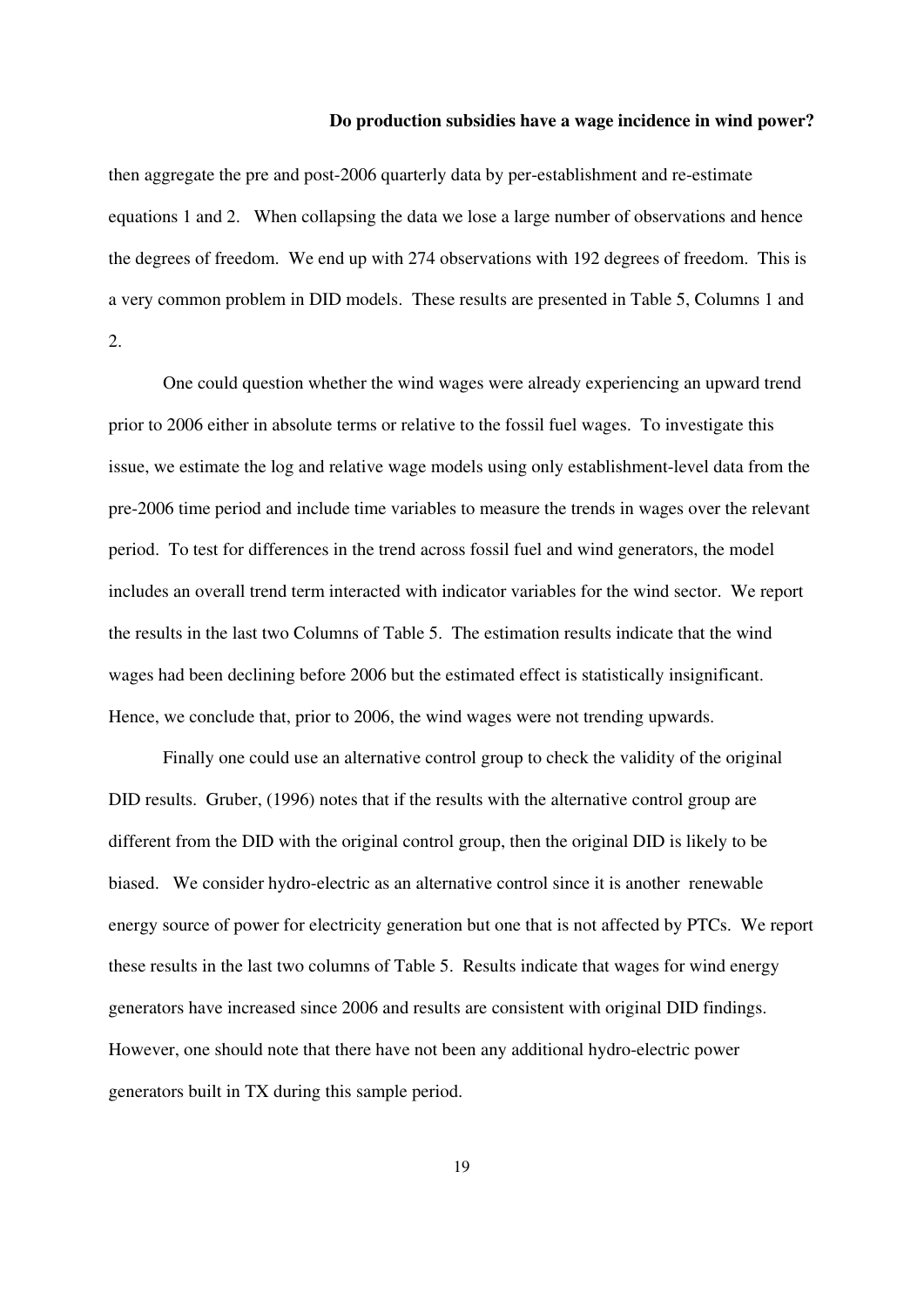then aggregate the pre and post-2006 quarterly data by per-establishment and re-estimate equations 1 and 2. When collapsing the data we lose a large number of observations and hence the degrees of freedom. We end up with 274 observations with 192 degrees of freedom. This is a very common problem in DID models. These results are presented in Table 5, Columns 1 and 2.

One could question whether the wind wages were already experiencing an upward trend prior to 2006 either in absolute terms or relative to the fossil fuel wages. To investigate this issue, we estimate the log and relative wage models using only establishment-level data from the pre-2006 time period and include time variables to measure the trends in wages over the relevant period. To test for differences in the trend across fossil fuel and wind generators, the model includes an overall trend term interacted with indicator variables for the wind sector. We report the results in the last two Columns of Table 5. The estimation results indicate that the wind wages had been declining before 2006 but the estimated effect is statistically insignificant. Hence, we conclude that, prior to 2006, the wind wages were not trending upwards.

Finally one could use an alternative control group to check the validity of the original DID results. Gruber, (1996) notes that if the results with the alternative control group are different from the DID with the original control group, then the original DID is likely to be biased. We consider hydro-electric as an alternative control since it is another renewable energy source of power for electricity generation but one that is not affected by PTCs. We report these results in the last two columns of Table 5. Results indicate that wages for wind energy generators have increased since 2006 and results are consistent with original DID findings. However, one should note that there have not been any additional hydro-electric power generators built in TX during this sample period.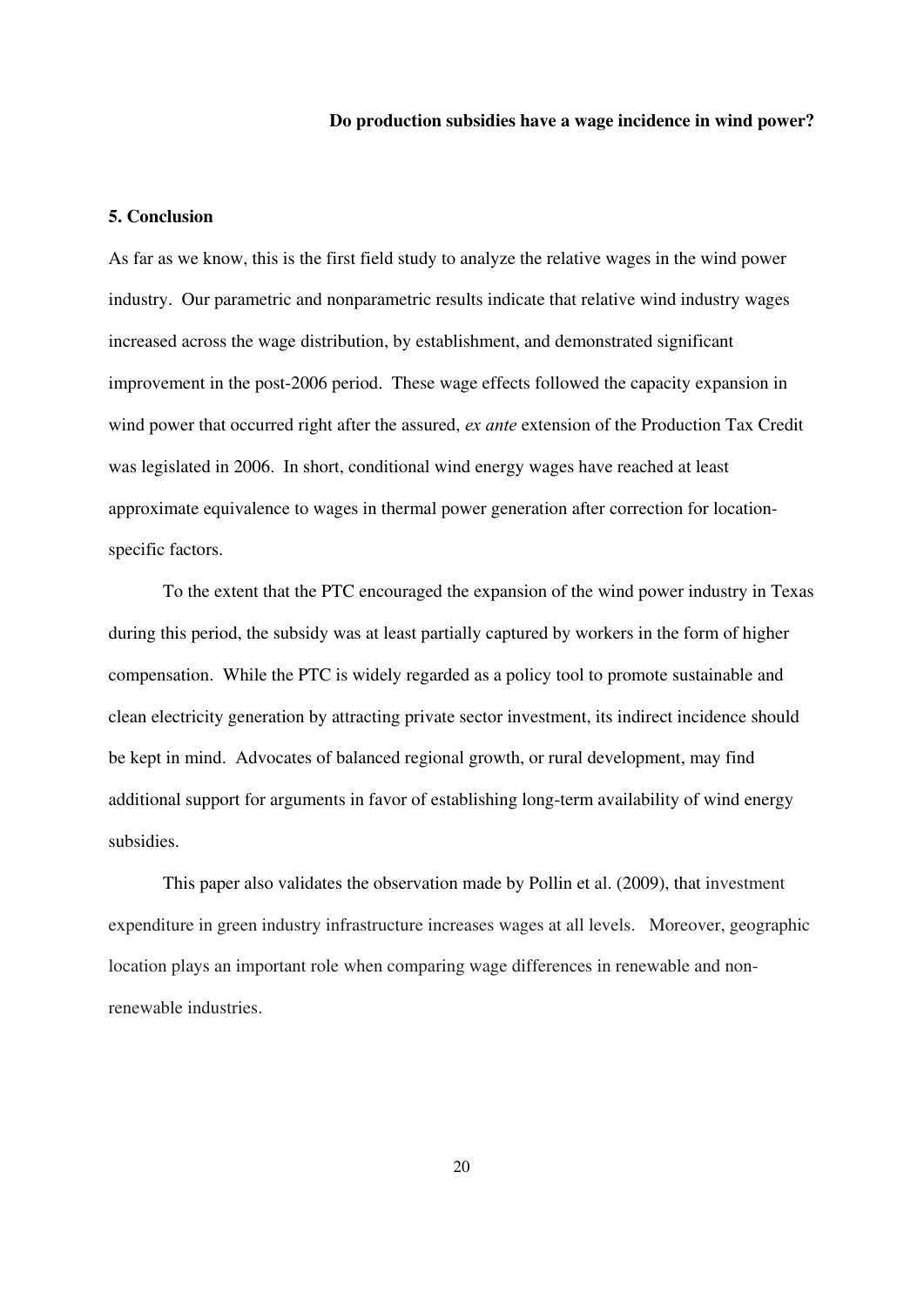## 5. Conclusion

As far as we know, this is the first field study to analyze the relative wages in the wind power industry. Our parametric and nonparametric results indicate that relative wind industry wages increased across the wage distribution, by establishment, and demonstrated significant improvement in the post-2006 period. These wage effects followed the capacity expansion in wind power that occurred right after the assured, *ex ante* extension of the Production Tax Credit was legislated in 2006. In short, conditional wind energy wages have reached at least approximate equivalence to wages in thermal power generation after correction for location-specific factors.

To the extent that the PTC encouraged the expansion of the wind power industry in Texas during this period, the subsidy was at least partially captured by workers in the form of higher compensation. While the PTC is widely regarded as a policy tool to promote sustainable and clean electricity generation by attracting private sector investment, its indirect incidence should be kept in mind. Advocates of balanced regional growth, or rural development, may find additional support for arguments in favor of establishing long-term availability of wind energy subsidies.

This paper also validates the observation made by Pollin et al. (2009), that investment expenditure in green industry infrastructure increases wages at all levels. Moreover, geographic location plays an important role when comparing wage differences in renewable and non-renewable industries.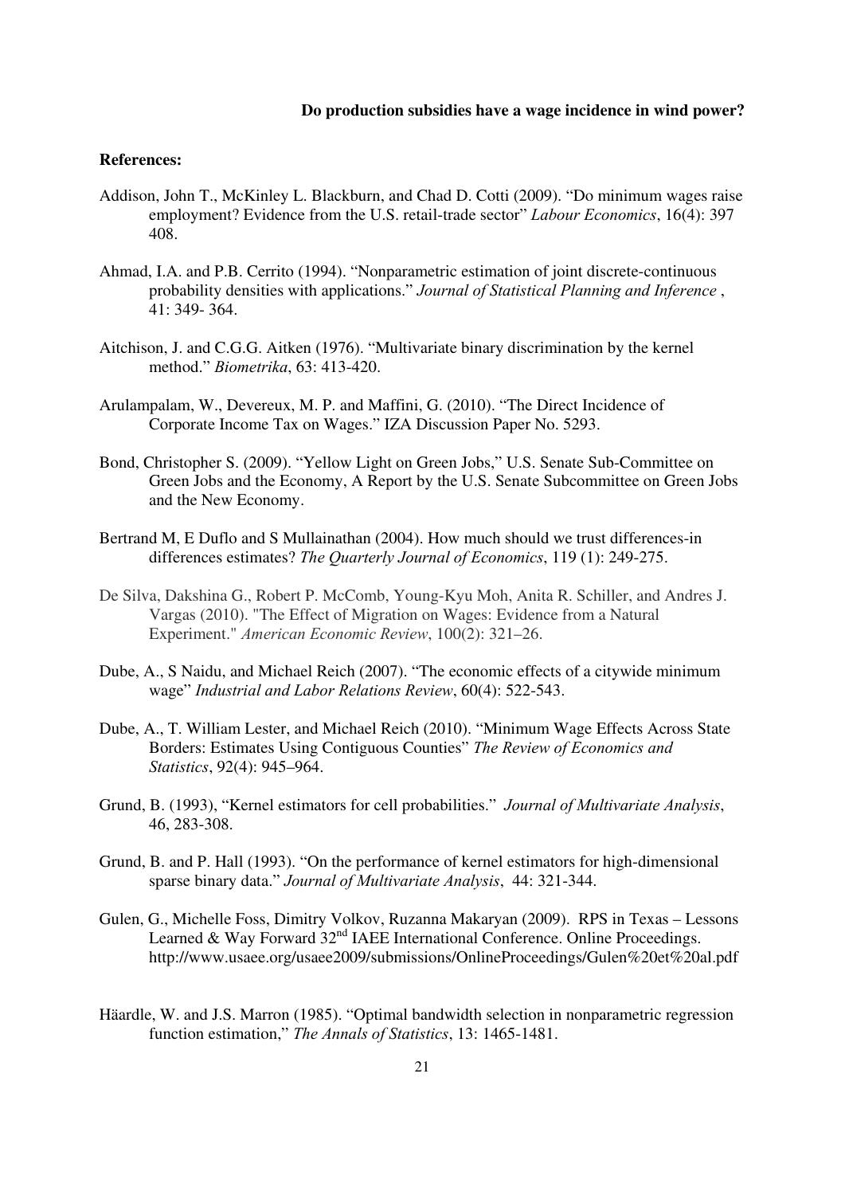**References:**

Addison, John T., McKinley L. Blackburn, and Chad D. Cotti (2009). "Do minimum wages raise employment? Evidence from the U.S. retail-trade sector" *Labour Economics*, 16(4): 397 408.

Ahmad, I.A. and P.B. Cerrito (1994). "Nonparametric estimation of joint discrete-continuous probability densities with applications." *Journal of Statistical Planning and Inference* , 41: 349- 364.

Aitchison, J. and C.G.G. Aitken (1976). "Multivariate binary discrimination by the kernel method." *Biometrika*, 63: 413-420.

Arulampalam, W., Devereux, M. P. and Maffini, G. (2010). "The Direct Incidence of Corporate Income Tax on Wages." IZA Discussion Paper No. 5293.

Bond, Christopher S. (2009). "Yellow Light on Green Jobs," U.S. Senate Sub-Committee on Green Jobs and the Economy, A Report by the U.S. Senate Subcommittee on Green Jobs and the New Economy.

Bertrand M, E Duflo and S Mullainathan (2004). How much should we trust differences-in differences estimates? *The Quarterly Journal of Economics*, 119 (1): 249-275.

De Silva, Dakshina G., Robert P. McComb, Young-Kyu Moh, Anita R. Schiller, and Andres J. Vargas (2010). "The Effect of Migration on Wages: Evidence from a Natural Experiment." *American Economic Review*, 100(2): 321–26.

Dube, A., S Naidu, and Michael Reich (2007). "The economic effects of a citywide minimum wage" *Industrial and Labor Relations Review*, 60(4): 522-543.

Dube, A., T. William Lester, and Michael Reich (2010). "Minimum Wage Effects Across State Borders: Estimates Using Contiguous Counties" *The Review of Economics and Statistics*, 92(4): 945–964.

Grund, B. (1993), "Kernel estimators for cell probabilities." *Journal of Multivariate Analysis*, 46, 283-308.

Grund, B. and P. Hall (1993). "On the performance of kernel estimators for high-dimensional sparse binary data." *Journal of Multivariate Analysis*, 44: 321-344.

Gulen, G., Michelle Foss, Dimitry Volkov, Ruzanna Makaryan (2009). RPS in Texas – Lessons Learned & Way Forward 32nd IAEE International Conference. Online Proceedings. http://www.usaee.org/usaee2009/submissions/OnlineProceedings/Gulen%20et%20al.pdf

Häardle, W. and J.S. Marron (1985). "Optimal bandwidth selection in nonparametric regression function estimation," *The Annals of Statistics*, 13: 1465-1481.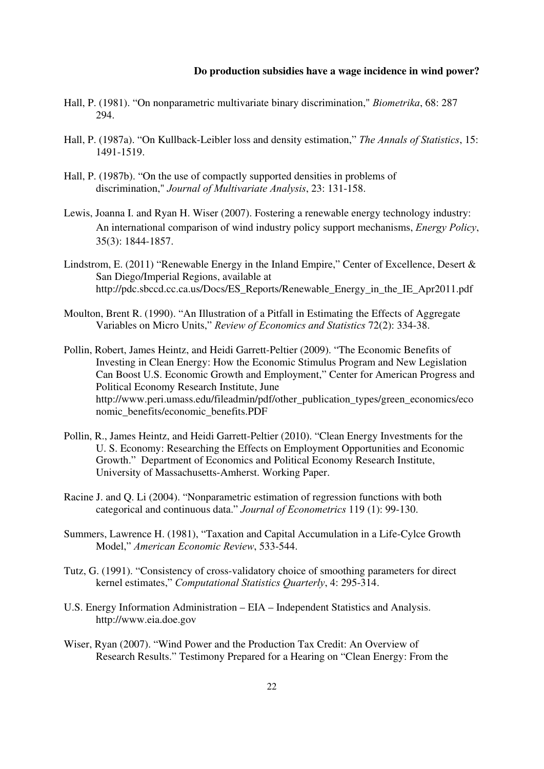Hall, P. (1981). "On nonparametric multivariate binary discrimination," *Biometrika*, 68: 287 294.

Hall, P. (1987a). "On Kullback-Leibler loss and density estimation," *The Annals of Statistics*, 15: 1491-1519.

Hall, P. (1987b). "On the use of compactly supported densities in problems of discrimination," *Journal of Multivariate Analysis*, 23: 131-158.

Lewis, Joanna I. and Ryan H. Wiser (2007). Fostering a renewable energy technology industry: An international comparison of wind industry policy support mechanisms, *Energy Policy*, 35(3): 1844-1857.

Lindstrom, E. (2011) "Renewable Energy in the Inland Empire," Center of Excellence, Desert & San Diego/Imperial Regions, available at http://pdc.sbccd.cc.ca.us/Docs/ES_Reports/Renewable_Energy_in_the_IE_Apr2011.pdf

Moulton, Brent R. (1990). "An Illustration of a Pitfall in Estimating the Effects of Aggregate Variables on Micro Units," *Review of Economics and Statistics* 72(2): 334-38.

Pollin, Robert, James Heintz, and Heidi Garrett-Peltier (2009). "The Economic Benefits of Investing in Clean Energy: How the Economic Stimulus Program and New Legislation Can Boost U.S. Economic Growth and Employment," Center for American Progress and Political Economy Research Institute, June http://www.peri.umass.edu/fileadmin/pdf/other_publication_types/green_economics/economic_benefits/economic_benefits.PDF

Pollin, R., James Heintz, and Heidi Garrett-Peltier (2010). "Clean Energy Investments for the U. S. Economy: Researching the Effects on Employment Opportunities and Economic Growth." Department of Economics and Political Economy Research Institute, University of Massachusetts-Amherst. Working Paper.

Racine J. and Q. Li (2004). "Nonparametric estimation of regression functions with both categorical and continuous data." *Journal of Econometrics* 119 (1): 99-130.

Summers, Lawrence H. (1981), "Taxation and Capital Accumulation in a Life-Cylce Growth Model," *American Economic Review*, 533-544.

Tutz, G. (1991). "Consistency of cross-validatory choice of smoothing parameters for direct kernel estimates," *Computational Statistics Quarterly*, 4: 295-314.

U.S. Energy Information Administration – EIA – Independent Statistics and Analysis. http://www.eia.doe.gov

Wiser, Ryan (2007). "Wind Power and the Production Tax Credit: An Overview of Research Results." Testimony Prepared for a Hearing on "Clean Energy: From the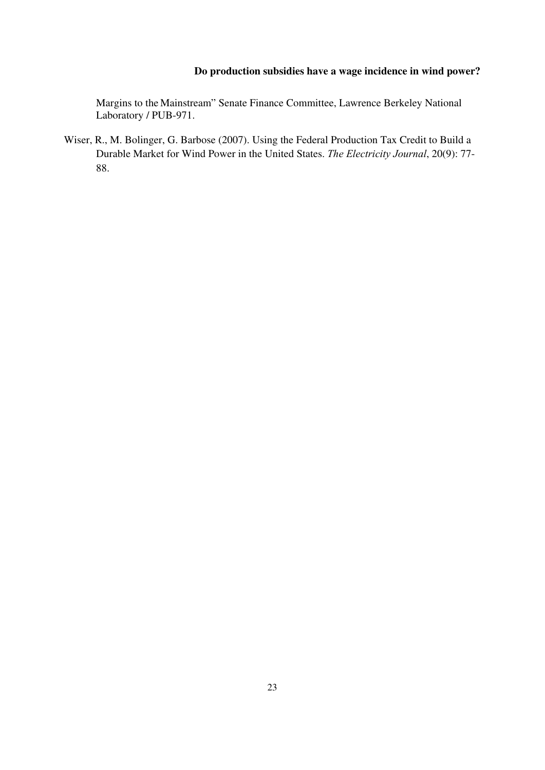Margins to the Mainstream" Senate Finance Committee, Lawrence Berkeley National Laboratory / PUB-971.

Wiser, R., M. Bolinger, G. Barbose (2007). Using the Federal Production Tax Credit to Build a Durable Market for Wind Power in the United States. *The Electricity Journal*, 20(9): 77-88.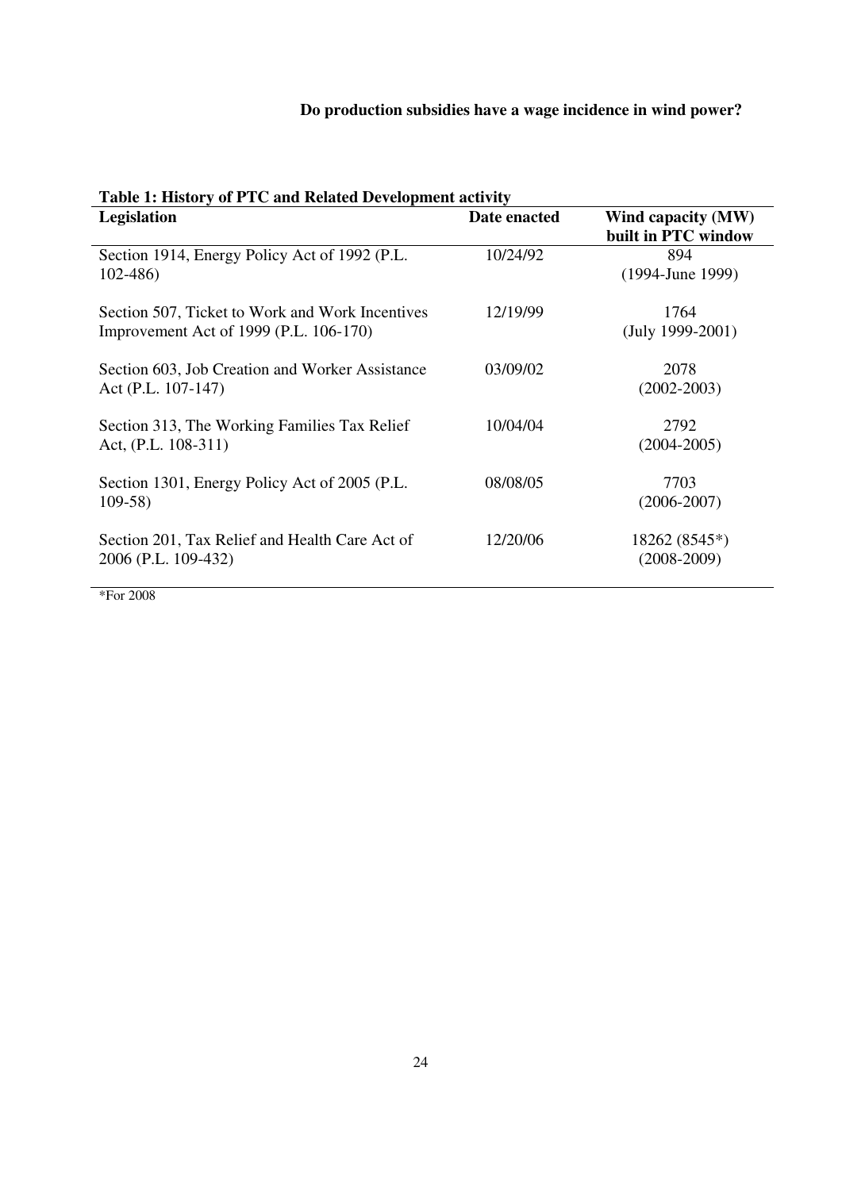**Table 1: History of PTC and Related Development activity**

| Legislation | Date enacted | Wind capacity (MW) built in PTC window |
|---|---|---|
| Section 1914, Energy Policy Act of 1992 (P.L. 102-486) | 10/24/92 | 894 (1994-June 1999) |
| Section 507, Ticket to Work and Work Incentives Improvement Act of 1999 (P.L. 106-170) | 12/19/99 | 1764 (July 1999-2001) |
| Section 603, Job Creation and Worker Assistance Act (P.L. 107-147) | 03/09/02 | 2078 (2002-2003) |
| Section 313, The Working Families Tax Relief Act, (P.L. 108-311) | 10/04/04 | 2792 (2004-2005) |
| Section 1301, Energy Policy Act of 2005 (P.L. 109-58) | 08/08/05 | 7703 (2006-2007) |
| Section 201, Tax Relief and Health Care Act of 2006 (P.L. 109-432) | 12/20/06 | 18262 (8545*) (2008-2009) |

*For 2008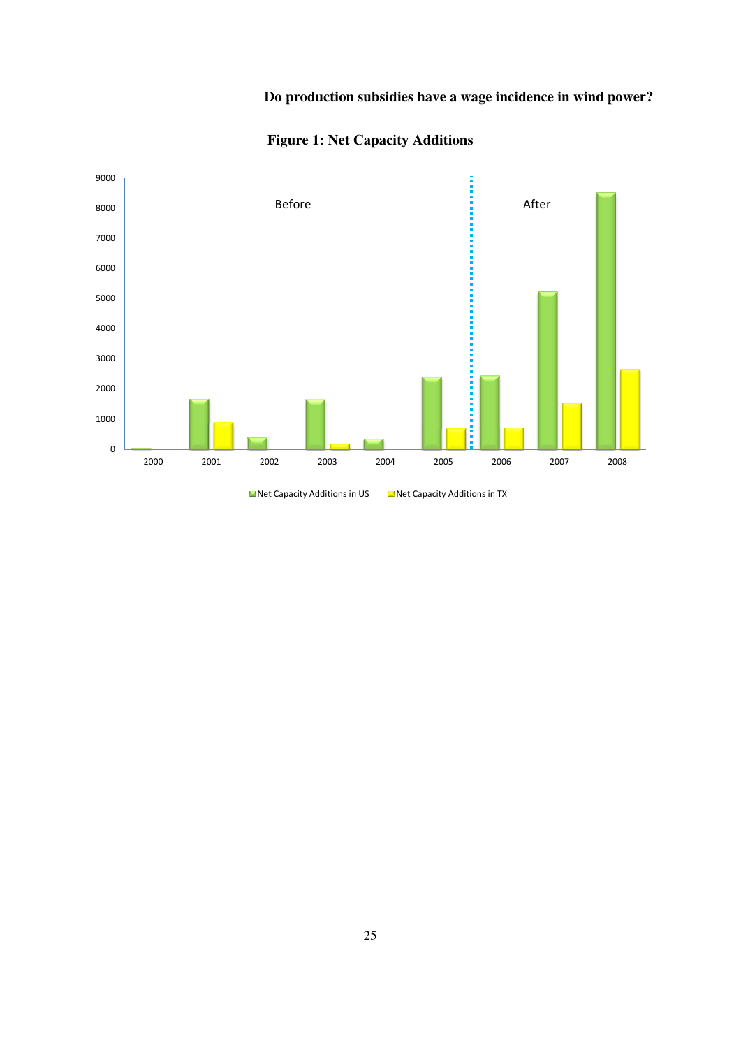**Figure 1: Net Capacity Additions**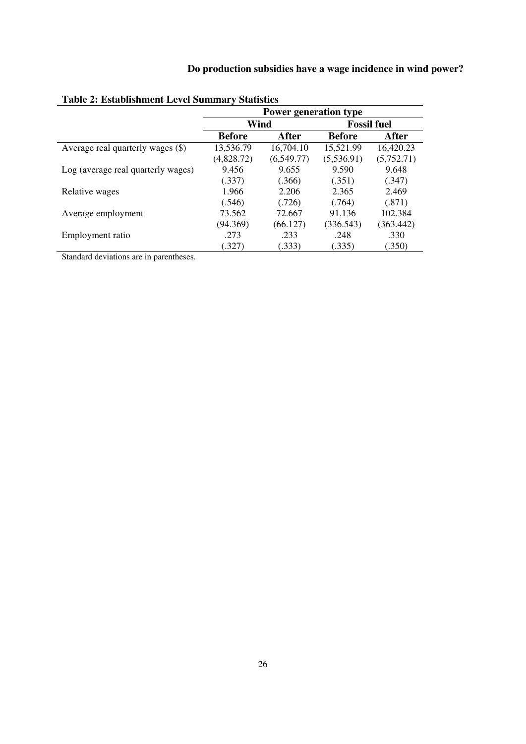**Table 2: Establishment Level Summary Statistics**

| | Power generation type | | | |
|---|---|---|---|---|
| | Wind | | Fossil fuel | |
| | **Before** | **After** | **Before** | **After** |
| Average real quarterly wages ($) | 13,536.79 | 16,704.10 | 15,521.99 | 16,420.23 |
| | (4,828.72) | (6,549.77) | (5,536.91) | (5,752.71) |
| Log (average real quarterly wages) | 9.456 | 9.655 | 9.590 | 9.648 |
| | (.337) | (.366) | (.351) | (.347) |
| Relative wages | 1.966 | 2.206 | 2.365 | 2.469 |
| | (.546) | (.726) | (.764) | (.871) |
| Average employment | 73.562 | 72.667 | 91.136 | 102.384 |
| | (94.369) | (66.127) | (336.543) | (363.442) |
| Employment ratio | .273 | .233 | .248 | .330 |
| | (.327) | (.333) | (.335) | (.350) |

Standard deviations are in parentheses.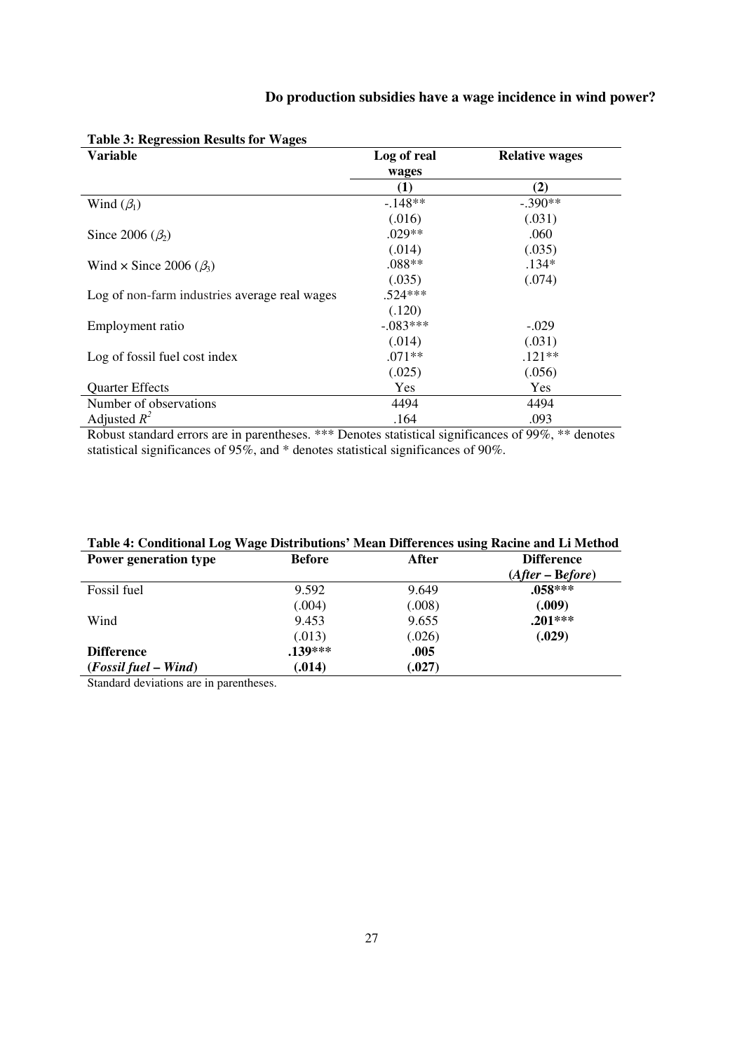**Table 3: Regression Results for Wages**

| Variable | Log of real wages | Relative wages |
|---|---|---|
| | (1) | (2) |
| Wind ($\beta_1$) | -.148** | -.390** |
| | (.016) | (.031) |
| Since 2006 ($\beta_2$) | .029** | .060 |
| | (.014) | (.035) |
| Wind × Since 2006 ($\beta_3$) | .088** | .134* |
| | (.035) | (.074) |
| Log of non-farm industries average real wages | .524*** | |
| | (.120) | |
| Employment ratio | -.083*** | -.029 |
| | (.014) | (.031) |
| Log of fossil fuel cost index | .071** | .121** |
| | (.025) | (.056) |
| Quarter Effects | Yes | Yes |
| Number of observations | 4494 | 4494 |
| Adjusted $R^2$ | .164 | .093 |

Robust standard errors are in parentheses. *** Denotes statistical significances of 99%, ** denotes statistical significances of 95%, and * denotes statistical significances of 90%.

**Table 4: Conditional Log Wage Distributions' Mean Differences using Racine and Li Method**

| Power generation type | Before | After | Difference (*After* – *Before*) |
|---|---|---|---|
| Fossil fuel | 9.592 | 9.649 | **.058*** ** |
| | (.004) | (.008) | **(.009)** |
| Wind | 9.453 | 9.655 | **.201*** ** |
| | (.013) | (.026) | **(.029)** |
| **Difference (*Fossil fuel* – *Wind*)** | **.139*** ** | **.005** | |
| | **(.014)** | **(.027)** | |

Standard deviations are in parentheses.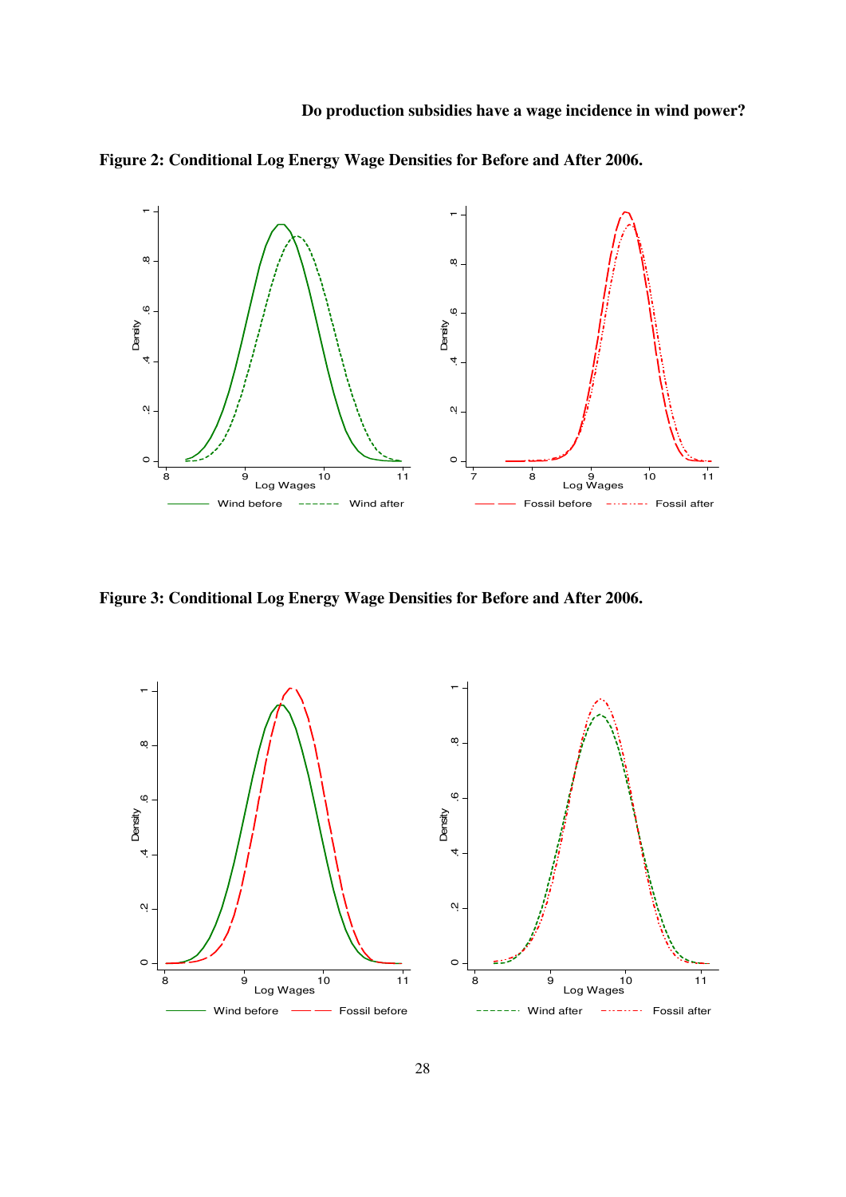**Figure 2: Conditional Log Energy Wage Densities for Before and After 2006.**

**Figure 3: Conditional Log Energy Wage Densities for Before and After 2006.**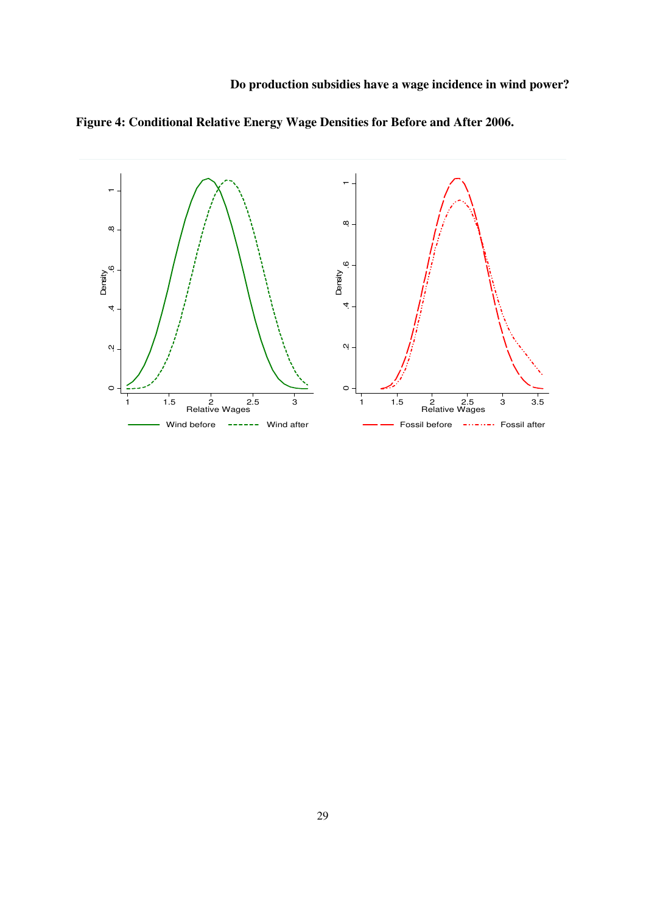**Figure 4: Conditional Relative Energy Wage Densities for Before and After 2006.**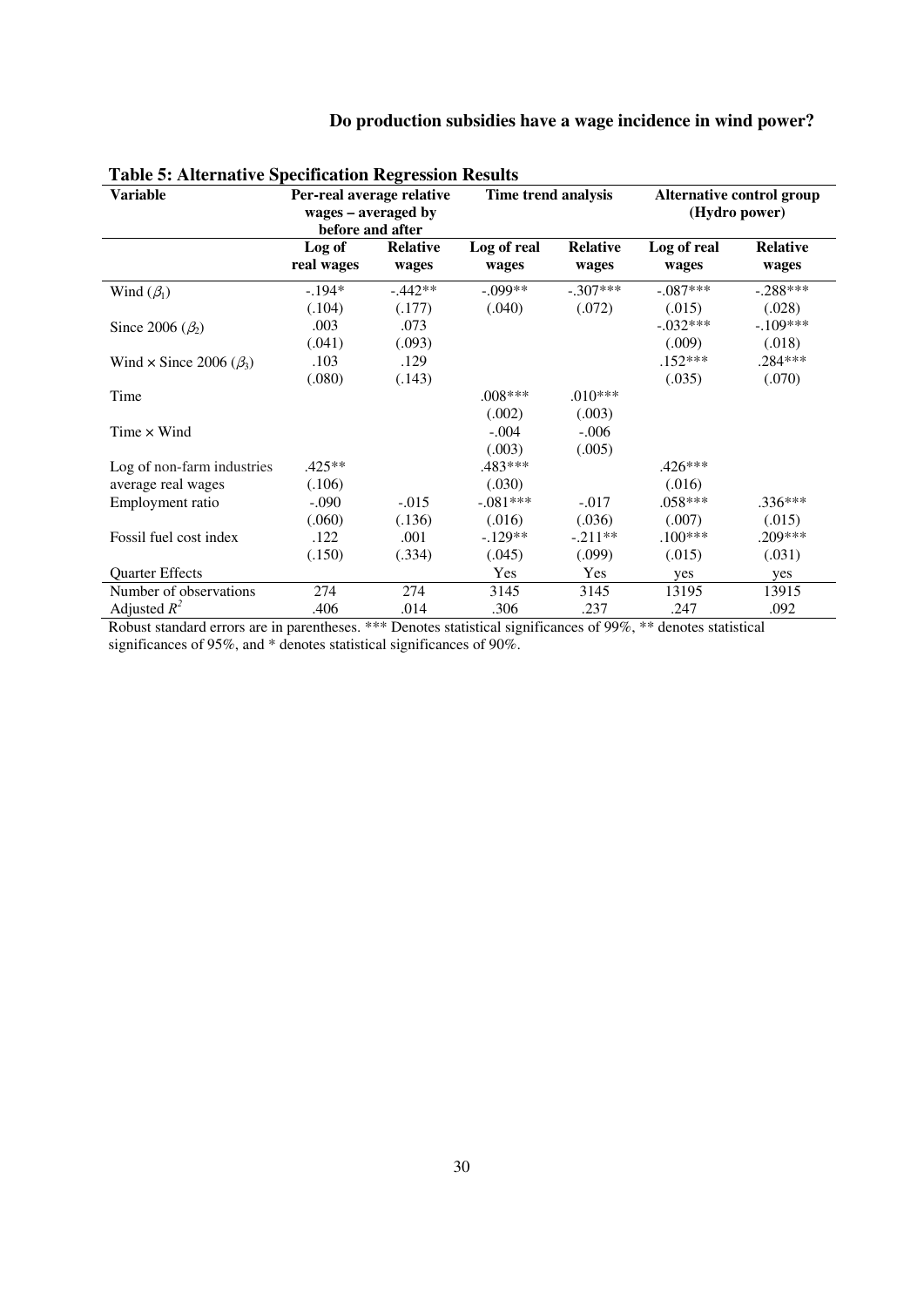**Table 5: Alternative Specification Regression Results**

| Variable | Per-real average relative wages – averaged by before and after | | Time trend analysis | | Alternative control group (Hydro power) | |
|---|---|---|---|---|---|---|
| | Log of real wages | Relative wages | Log of real wages | Relative wages | Log of real wages | Relative wages |
| Wind ($\beta_1$) | -.194* | -.442** | -.099** | -.307*** | -.087*** | -.288*** |
| | (.104) | (.177) | (.040) | (.072) | (.015) | (.028) |
| Since 2006 ($\beta_2$) | .003 | .073 | | | -.032*** | -.109*** |
| | (.041) | (.093) | | | (.009) | (.018) |
| Wind × Since 2006 ($\beta_3$) | .103 | .129 | | | .152*** | .284*** |
| | (.080) | (.143) | | | (.035) | (.070) |
| Time | | | .008*** | .010*** | | |
| | | | (.002) | (.003) | | |
| Time × Wind | | | -.004 | -.006 | | |
| | | | (.003) | (.005) | | |
| Log of non-farm industries average real wages | .425** | | .483*** | | .426*** | |
| | (.106) | | (.030) | | (.016) | |
| Employment ratio | -.090 | -.015 | -.081*** | -.017 | .058*** | .336*** |
| | (.060) | (.136) | (.016) | (.036) | (.007) | (.015) |
| Fossil fuel cost index | .122 | .001 | -.129** | -.211** | .100*** | .209*** |
| | (.150) | (.334) | (.045) | (.099) | (.015) | (.031) |
| Quarter Effects | | | Yes | Yes | yes | yes |
| Number of observations | 274 | 274 | 3145 | 3145 | 13195 | 13915 |
| Adjusted $R^2$ | .406 | .014 | .306 | .237 | .247 | .092 |

Robust standard errors are in parentheses. *** Denotes statistical significances of 99%, ** denotes statistical significances of 95%, and * denotes statistical significances of 90%.